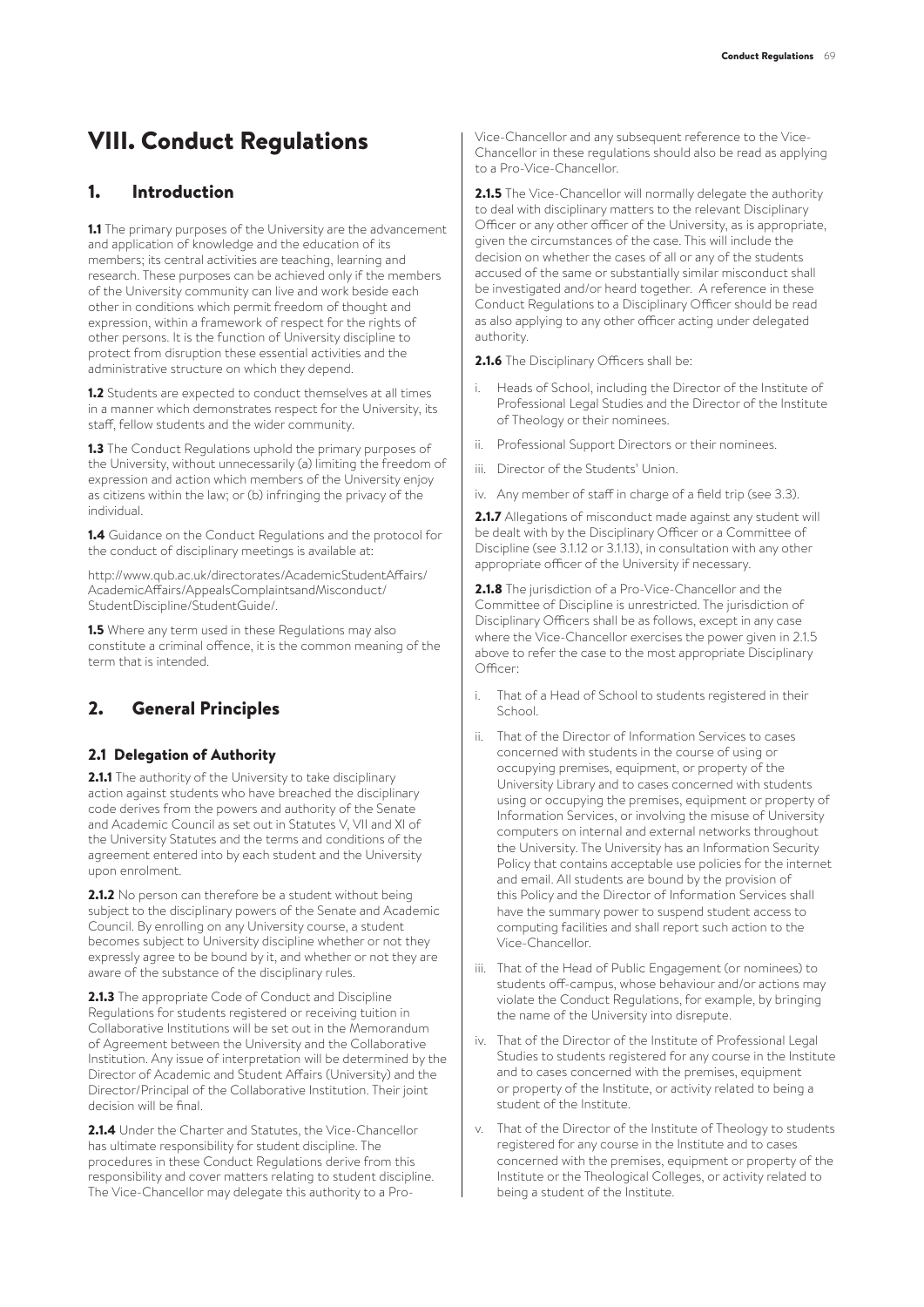# VIII. Conduct Regulations

## 1. Introduction

**1.1** The primary purposes of the University are the advancement and application of knowledge and the education of its members; its central activities are teaching, learning and research. These purposes can be achieved only if the members of the University community can live and work beside each other in conditions which permit freedom of thought and expression, within a framework of respect for the rights of other persons. It is the function of University discipline to protect from disruption these essential activities and the administrative structure on which they depend.

**1.2** Students are expected to conduct themselves at all times in a manner which demonstrates respect for the University, its staff, fellow students and the wider community.

**1.3** The Conduct Regulations uphold the primary purposes of the University, without unnecessarily (a) limiting the freedom of expression and action which members of the University enjoy as citizens within the law; or (b) infringing the privacy of the individual.

**1.4** Guidance on the Conduct Regulations and the protocol for the conduct of disciplinary meetings is available at:

http://www.qub.ac.uk/directorates/AcademicStudentAffairs/AcademicAffairs/AppealsComplaintsandMisconduct/StudentDiscipline/StudentGuide/.

**1.5** Where any term used in these Regulations may also constitute a criminal offence, it is the common meaning of the term that is intended.

## 2. General Principles

### 2.1 Delegation of Authority

**2.1.1** The authority of the University to take disciplinary action against students who have breached the disciplinary code derives from the powers and authority of the Senate and Academic Council as set out in Statutes V, VII and XI of the University Statutes and the terms and conditions of the agreement entered into by each student and the University upon enrolment.

**2.1.2** No person can therefore be a student without being subject to the disciplinary powers of the Senate and Academic Council. By enrolling on any University course, a student becomes subject to University discipline whether or not they expressly agree to be bound by it, and whether or not they are aware of the substance of the disciplinary rules.

**2.1.3** The appropriate Code of Conduct and Discipline Regulations for students registered or receiving tuition in Collaborative Institutions will be set out in the Memorandum of Agreement between the University and the Collaborative Institution. Any issue of interpretation will be determined by the Director of Academic and Student Affairs (University) and the Director/Principal of the Collaborative Institution. Their joint decision will be final.

**2.1.4** Under the Charter and Statutes, the Vice-Chancellor has ultimate responsibility for student discipline. The procedures in these Conduct Regulations derive from this responsibility and cover matters relating to student discipline. The Vice-Chancellor may delegate this authority to a Pro-Vice-Chancellor and any subsequent reference to the Vice-Chancellor in these regulations should also be read as applying to a Pro-Vice-Chancellor.

**2.1.5** The Vice-Chancellor will normally delegate the authority to deal with disciplinary matters to the relevant Disciplinary Officer or any other officer of the University, as is appropriate, given the circumstances of the case. This will include the decision on whether the cases of all or any of the students accused of the same or substantially similar misconduct shall be investigated and/or heard together. A reference in these Conduct Regulations to a Disciplinary Officer should be read as also applying to any other officer acting under delegated authority.

**2.1.6** The Disciplinary Officers shall be:

i. Heads of School, including the Director of the Institute of Professional Legal Studies and the Director of the Institute of Theology or their nominees.

ii. Professional Support Directors or their nominees.

iii. Director of the Students' Union.

iv. Any member of staff in charge of a field trip (see 3.3).

**2.1.7** Allegations of misconduct made against any student will be dealt with by the Disciplinary Officer or a Committee of Discipline (see 3.1.12 or 3.1.13), in consultation with any other appropriate officer of the University if necessary.

**2.1.8** The jurisdiction of a Pro-Vice-Chancellor and the Committee of Discipline is unrestricted. The jurisdiction of Disciplinary Officers shall be as follows, except in any case where the Vice-Chancellor exercises the power given in 2.1.5 above to refer the case to the most appropriate Disciplinary Officer:

i. That of a Head of School to students registered in their School.

ii. That of the Director of Information Services to cases concerned with students in the course of using or occupying premises, equipment, or property of the University Library and to cases concerned with students using or occupying the premises, equipment or property of Information Services, or involving the misuse of University computers on internal and external networks throughout the University. The University has an Information Security Policy that contains acceptable use policies for the internet and email. All students are bound by the provision of this Policy and the Director of Information Services shall have the summary power to suspend student access to computing facilities and shall report such action to the Vice-Chancellor.

iii. That of the Head of Public Engagement (or nominees) to students off-campus, whose behaviour and/or actions may violate the Conduct Regulations, for example, by bringing the name of the University into disrepute.

iv. That of the Director of the Institute of Professional Legal Studies to students registered for any course in the Institute and to cases concerned with the premises, equipment or property of the Institute, or activity related to being a student of the Institute.

v. That of the Director of the Institute of Theology to students registered for any course in the Institute and to cases concerned with the premises, equipment or property of the Institute or the Theological Colleges, or activity related to being a student of the Institute.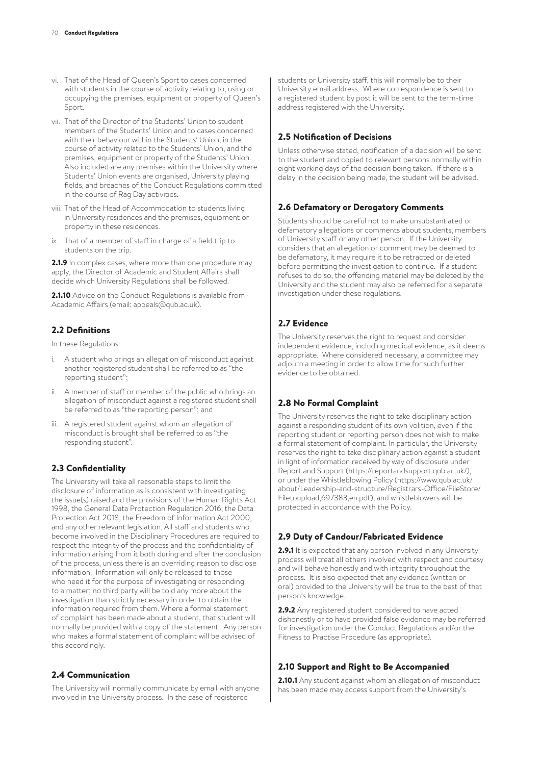vi. That of the Head of Queen's Sport to cases concerned with students in the course of activity relating to, using or occupying the premises, equipment or property of Queen's Sport.

vii. That of the Director of the Students' Union to student members of the Students' Union and to cases concerned with their behaviour within the Students' Union, in the course of activity related to the Students' Union, and the premises, equipment or property of the Students' Union. Also included are any premises within the University where Students' Union events are organised, University playing fields, and breaches of the Conduct Regulations committed in the course of Rag Day activities.

viii. That of the Head of Accommodation to students living in University residences and the premises, equipment or property in these residences.

ix. That of a member of staff in charge of a field trip to students on the trip.

**2.1.9** In complex cases, where more than one procedure may apply, the Director of Academic and Student Affairs shall decide which University Regulations shall be followed.

**2.1.10** Advice on the Conduct Regulations is available from Academic Affairs (email: appeals@qub.ac.uk).

## 2.2 Definitions

In these Regulations:

i. A student who brings an allegation of misconduct against another registered student shall be referred to as "the reporting student";

ii. A member of staff or member of the public who brings an allegation of misconduct against a registered student shall be referred to as "the reporting person"; and

iii. A registered student against whom an allegation of misconduct is brought shall be referred to as "the responding student".

## 2.3 Confidentiality

The University will take all reasonable steps to limit the disclosure of information as is consistent with investigating the issue(s) raised and the provisions of the Human Rights Act 1998, the General Data Protection Regulation 2016, the Data Protection Act 2018, the Freedom of Information Act 2000, and any other relevant legislation. All staff and students who become involved in the Disciplinary Procedures are required to respect the integrity of the process and the confidentiality of information arising from it both during and after the conclusion of the process, unless there is an overriding reason to disclose information. Information will only be released to those who need it for the purpose of investigating or responding to a matter; no third party will be told any more about the investigation than strictly necessary in order to obtain the information required from them. Where a formal statement of complaint has been made about a student, that student will normally be provided with a copy of the statement. Any person who makes a formal statement of complaint will be advised of this accordingly.

## 2.4 Communication

The University will normally communicate by email with anyone involved in the University process. In the case of registered students or University staff, this will normally be to their University email address. Where correspondence is sent to a registered student by post it will be sent to the term-time address registered with the University.

## 2.5 Notification of Decisions

Unless otherwise stated, notification of a decision will be sent to the student and copied to relevant persons normally within eight working days of the decision being taken. If there is a delay in the decision being made, the student will be advised.

## 2.6 Defamatory or Derogatory Comments

Students should be careful not to make unsubstantiated or defamatory allegations or comments about students, members of University staff or any other person. If the University considers that an allegation or comment may be deemed to be defamatory, it may require it to be retracted or deleted before permitting the investigation to continue. If a student refuses to do so, the offending material may be deleted by the University and the student may also be referred for a separate investigation under these regulations.

## 2.7 Evidence

The University reserves the right to request and consider independent evidence, including medical evidence, as it deems appropriate. Where considered necessary, a committee may adjourn a meeting in order to allow time for such further evidence to be obtained.

## 2.8 No Formal Complaint

The University reserves the right to take disciplinary action against a responding student of its own volition, even if the reporting student or reporting person does not wish to make a formal statement of complaint. In particular, the University reserves the right to take disciplinary action against a student in light of information received by way of disclosure under Report and Support (https://reportandsupport.qub.ac.uk/), or under the Whistleblowing Policy (https://www.qub.ac.uk/about/Leadership-and-structure/Registrars-Office/FileStore/Filetoupload,697383,en.pdf), and whistleblowers will be protected in accordance with the Policy.

## 2.9 Duty of Candour/Fabricated Evidence

**2.9.1** It is expected that any person involved in any University process will treat all others involved with respect and courtesy and will behave honestly and with integrity throughout the process. It is also expected that any evidence (written or oral) provided to the University will be true to the best of that person's knowledge.

**2.9.2** Any registered student considered to have acted dishonestly or to have provided false evidence may be referred for investigation under the Conduct Regulations and/or the Fitness to Practise Procedure (as appropriate).

## 2.10 Support and Right to Be Accompanied

**2.10.1** Any student against whom an allegation of misconduct has been made may access support from the University's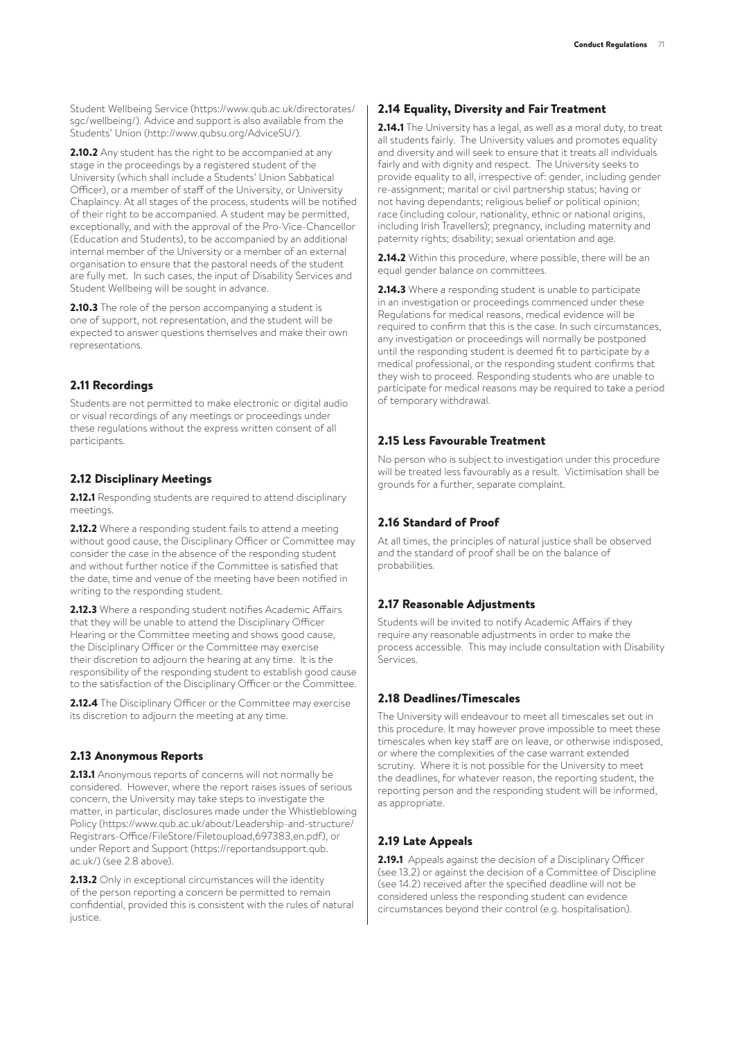Student Wellbeing Service (https://www.qub.ac.uk/directorates/sgc/wellbeing/). Advice and support is also available from the Students' Union (http://www.qubsu.org/AdviceSU/).

**2.10.2** Any student has the right to be accompanied at any stage in the proceedings by a registered student of the University (which shall include a Students' Union Sabbatical Officer), or a member of staff of the University, or University Chaplaincy. At all stages of the process, students will be notified of their right to be accompanied. A student may be permitted, exceptionally, and with the approval of the Pro-Vice-Chancellor (Education and Students), to be accompanied by an additional internal member of the University or a member of an external organisation to ensure that the pastoral needs of the student are fully met. In such cases, the input of Disability Services and Student Wellbeing will be sought in advance.

**2.10.3** The role of the person accompanying a student is one of support, not representation, and the student will be expected to answer questions themselves and make their own representations.

## 2.11 Recordings

Students are not permitted to make electronic or digital audio or visual recordings of any meetings or proceedings under these regulations without the express written consent of all participants.

## 2.12 Disciplinary Meetings

**2.12.1** Responding students are required to attend disciplinary meetings.

**2.12.2** Where a responding student fails to attend a meeting without good cause, the Disciplinary Officer or Committee may consider the case in the absence of the responding student and without further notice if the Committee is satisfied that the date, time and venue of the meeting have been notified in writing to the responding student.

**2.12.3** Where a responding student notifies Academic Affairs that they will be unable to attend the Disciplinary Officer Hearing or the Committee meeting and shows good cause, the Disciplinary Officer or the Committee may exercise their discretion to adjourn the hearing at any time. It is the responsibility of the responding student to establish good cause to the satisfaction of the Disciplinary Officer or the Committee.

**2.12.4** The Disciplinary Officer or the Committee may exercise its discretion to adjourn the meeting at any time.

## 2.13 Anonymous Reports

**2.13.1** Anonymous reports of concerns will not normally be considered. However, where the report raises issues of serious concern, the University may take steps to investigate the matter, in particular, disclosures made under the Whistleblowing Policy (https://www.qub.ac.uk/about/Leadership-and-structure/Registrars-Office/FileStore/Filetoupload,697383,en.pdf), or under Report and Support (https://reportandsupport.qub.ac.uk/) (see 2.8 above).

**2.13.2** Only in exceptional circumstances will the identity of the person reporting a concern be permitted to remain confidential, provided this is consistent with the rules of natural justice.

## 2.14 Equality, Diversity and Fair Treatment

**2.14.1** The University has a legal, as well as a moral duty, to treat all students fairly. The University values and promotes equality and diversity and will seek to ensure that it treats all individuals fairly and with dignity and respect. The University seeks to provide equality to all, irrespective of: gender, including gender re-assignment; marital or civil partnership status; having or not having dependants; religious belief or political opinion; race (including colour, nationality, ethnic or national origins, including Irish Travellers); pregnancy, including maternity and paternity rights; disability; sexual orientation and age.

**2.14.2** Within this procedure, where possible, there will be an equal gender balance on committees.

**2.14.3** Where a responding student is unable to participate in an investigation or proceedings commenced under these Regulations for medical reasons, medical evidence will be required to confirm that this is the case. In such circumstances, any investigation or proceedings will normally be postponed until the responding student is deemed fit to participate by a medical professional, or the responding student confirms that they wish to proceed. Responding students who are unable to participate for medical reasons may be required to take a period of temporary withdrawal.

## 2.15 Less Favourable Treatment

No person who is subject to investigation under this procedure will be treated less favourably as a result. Victimisation shall be grounds for a further, separate complaint.

## 2.16 Standard of Proof

At all times, the principles of natural justice shall be observed and the standard of proof shall be on the balance of probabilities.

## 2.17 Reasonable Adjustments

Students will be invited to notify Academic Affairs if they require any reasonable adjustments in order to make the process accessible. This may include consultation with Disability Services.

## 2.18 Deadlines/Timescales

The University will endeavour to meet all timescales set out in this procedure. It may however prove impossible to meet these timescales when key staff are on leave, or otherwise indisposed, or where the complexities of the case warrant extended scrutiny. Where it is not possible for the University to meet the deadlines, for whatever reason, the reporting student, the reporting person and the responding student will be informed, as appropriate.

## 2.19 Late Appeals

**2.19.1** Appeals against the decision of a Disciplinary Officer (see 13.2) or against the decision of a Committee of Discipline (see 14.2) received after the specified deadline will not be considered unless the responding student can evidence circumstances beyond their control (e.g. hospitalisation).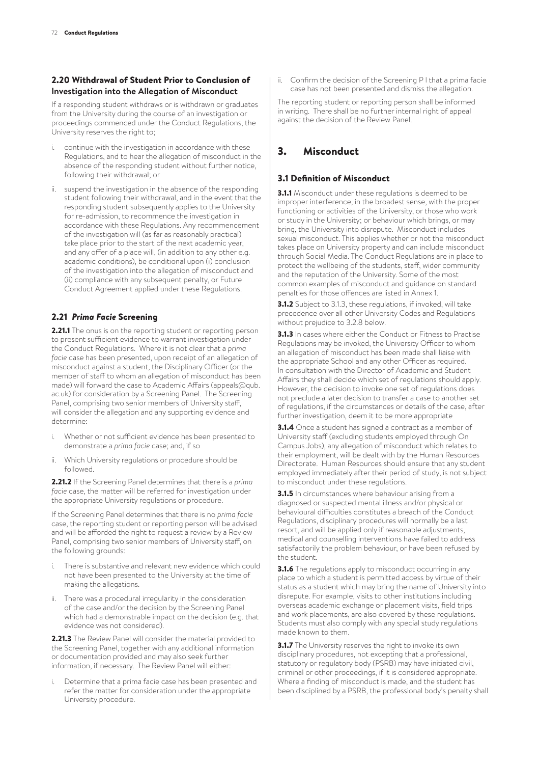## 2.20 Withdrawal of Student Prior to Conclusion of Investigation into the Allegation of Misconduct

If a responding student withdraws or is withdrawn or graduates from the University during the course of an investigation or proceedings commenced under the Conduct Regulations, the University reserves the right to;

i. continue with the investigation in accordance with these Regulations, and to hear the allegation of misconduct in the absence of the responding student without further notice, following their withdrawal; or

ii. suspend the investigation in the absence of the responding student following their withdrawal, and in the event that the responding student subsequently applies to the University for re-admission, to recommence the investigation in accordance with these Regulations. Any recommencement of the investigation will (as far as reasonably practical) take place prior to the start of the next academic year, and any offer of a place will, (in addition to any other e.g. academic conditions), be conditional upon (i) conclusion of the investigation into the allegation of misconduct and (ii) compliance with any subsequent penalty, or Future Conduct Agreement applied under these Regulations.

## 2.21 *Prima Facie* Screening

**2.21.1** The onus is on the reporting student or reporting person to present sufficient evidence to warrant investigation under the Conduct Regulations. Where it is not clear that a *prima facie* case has been presented, upon receipt of an allegation of misconduct against a student, the Disciplinary Officer (or the member of staff to whom an allegation of misconduct has been made) will forward the case to Academic Affairs (appeals@qub.ac.uk) for consideration by a Screening Panel. The Screening Panel, comprising two senior members of University staff, will consider the allegation and any supporting evidence and determine:

i. Whether or not sufficient evidence has been presented to demonstrate a *prima facie* case; and, if so

ii. Which University regulations or procedure should be followed.

**2.21.2** If the Screening Panel determines that there is a *prima facie* case, the matter will be referred for investigation under the appropriate University regulations or procedure.

If the Screening Panel determines that there is no *prima facie* case, the reporting student or reporting person will be advised and will be afforded the right to request a review by a Review Panel, comprising two senior members of University staff, on the following grounds:

i. There is substantive and relevant new evidence which could not have been presented to the University at the time of making the allegations.

ii. There was a procedural irregularity in the consideration of the case and/or the decision by the Screening Panel which had a demonstrable impact on the decision (e.g. that evidence was not considered).

**2.21.3** The Review Panel will consider the material provided to the Screening Panel, together with any additional information or documentation provided and may also seek further information, if necessary. The Review Panel will either:

i. Determine that a prima facie case has been presented and refer the matter for consideration under the appropriate University procedure.

ii. Confirm the decision of the Screening P l that a prima facie case has not been presented and dismiss the allegation.

The reporting student or reporting person shall be informed in writing. There shall be no further internal right of appeal against the decision of the Review Panel.

# 3. Misconduct

## 3.1 Definition of Misconduct

**3.1.1** Misconduct under these regulations is deemed to be improper interference, in the broadest sense, with the proper functioning or activities of the University, or those who work or study in the University; or behaviour which brings, or may bring, the University into disrepute. Misconduct includes sexual misconduct. This applies whether or not the misconduct takes place on University property and can include misconduct through Social Media. The Conduct Regulations are in place to protect the wellbeing of the students, staff, wider community and the reputation of the University. Some of the most common examples of misconduct and guidance on standard penalties for those offences are listed in Annex 1.

**3.1.2** Subject to 3.1.3, these regulations, if invoked, will take precedence over all other University Codes and Regulations without prejudice to 3.2.8 below.

**3.1.3** In cases where either the Conduct or Fitness to Practise Regulations may be invoked, the University Officer to whom an allegation of misconduct has been made shall liaise with the appropriate School and any other Officer as required. In consultation with the Director of Academic and Student Affairs they shall decide which set of regulations should apply. However, the decision to invoke one set of regulations does not preclude a later decision to transfer a case to another set of regulations, if the circumstances or details of the case, after further investigation, deem it to be more appropriate

**3.1.4** Once a student has signed a contract as a member of University staff (excluding students employed through On Campus Jobs), any allegation of misconduct which relates to their employment, will be dealt with by the Human Resources Directorate. Human Resources should ensure that any student employed immediately after their period of study, is not subject to misconduct under these regulations.

**3.1.5** In circumstances where behaviour arising from a diagnosed or suspected mental illness and/or physical or behavioural difficulties constitutes a breach of the Conduct Regulations, disciplinary procedures will normally be a last resort, and will be applied only if reasonable adjustments, medical and counselling interventions have failed to address satisfactorily the problem behaviour, or have been refused by the student.

**3.1.6** The regulations apply to misconduct occurring in any place to which a student is permitted access by virtue of their status as a student which may bring the name of University into disrepute. For example, visits to other institutions including overseas academic exchange or placement visits, field trips and work placements, are also covered by these regulations. Students must also comply with any special study regulations made known to them.

**3.1.7** The University reserves the right to invoke its own disciplinary procedures, not excepting that a professional, statutory or regulatory body (PSRB) may have initiated civil, criminal or other proceedings, if it is considered appropriate. Where a finding of misconduct is made, and the student has been disciplined by a PSRB, the professional body's penalty shall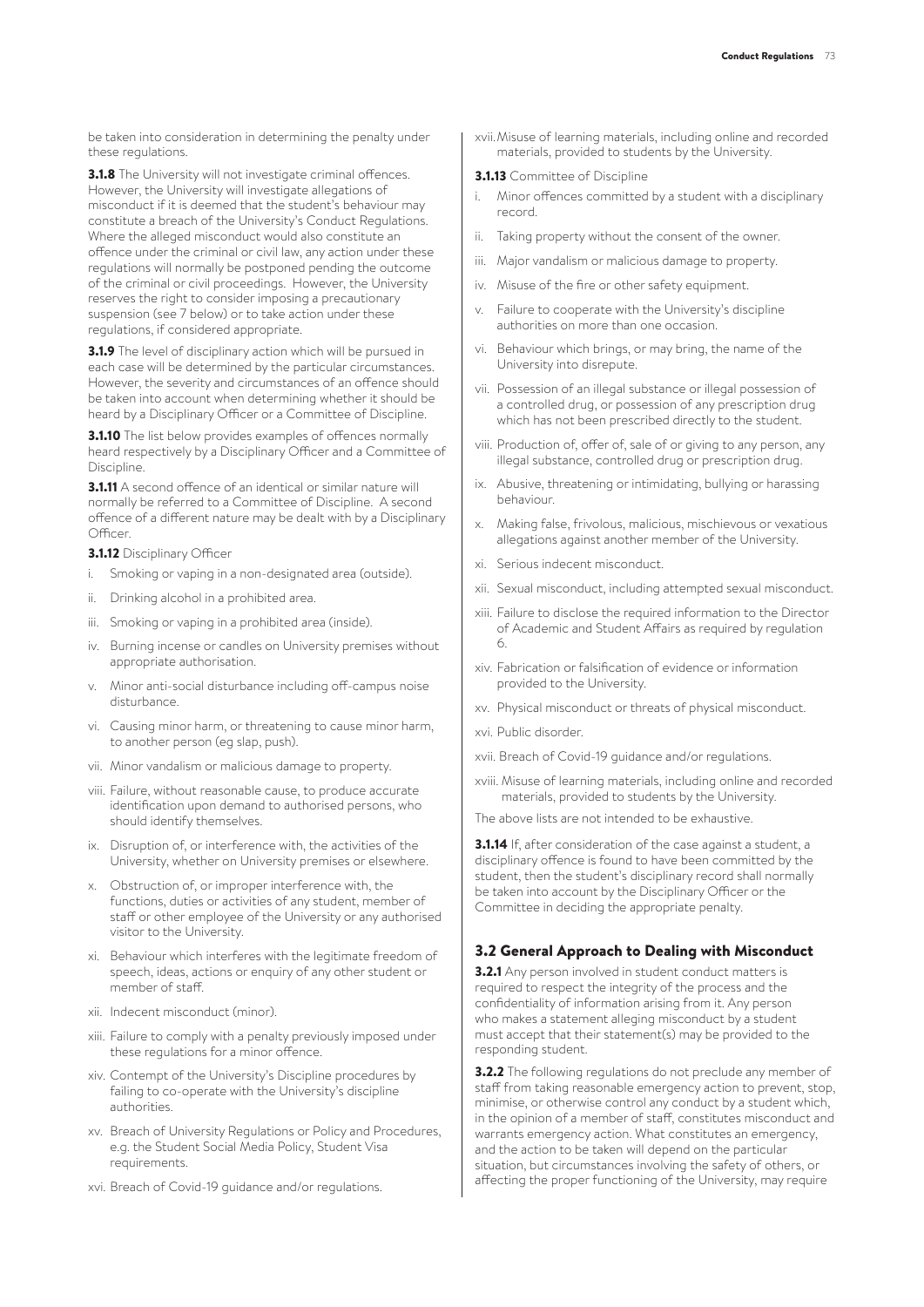be taken into consideration in determining the penalty under these regulations.

**3.1.8** The University will not investigate criminal offences. However, the University will investigate allegations of misconduct if it is deemed that the student's behaviour may constitute a breach of the University's Conduct Regulations. Where the alleged misconduct would also constitute an offence under the criminal or civil law, any action under these regulations will normally be postponed pending the outcome of the criminal or civil proceedings. However, the University reserves the right to consider imposing a precautionary suspension (see 7 below) or to take action under these regulations, if considered appropriate.

**3.1.9** The level of disciplinary action which will be pursued in each case will be determined by the particular circumstances. However, the severity and circumstances of an offence should be taken into account when determining whether it should be heard by a Disciplinary Officer or a Committee of Discipline.

**3.1.10** The list below provides examples of offences normally heard respectively by a Disciplinary Officer and a Committee of Discipline.

**3.1.11** A second offence of an identical or similar nature will normally be referred to a Committee of Discipline. A second offence of a different nature may be dealt with by a Disciplinary Officer.

**3.1.12** Disciplinary Officer

i. Smoking or vaping in a non-designated area (outside).
ii. Drinking alcohol in a prohibited area.
iii. Smoking or vaping in a prohibited area (inside).
iv. Burning incense or candles on University premises without appropriate authorisation.
v. Minor anti-social disturbance including off-campus noise disturbance.
vi. Causing minor harm, or threatening to cause minor harm, to another person (eg slap, push).
vii. Minor vandalism or malicious damage to property.
viii. Failure, without reasonable cause, to produce accurate identification upon demand to authorised persons, who should identify themselves.
ix. Disruption of, or interference with, the activities of the University, whether on University premises or elsewhere.
x. Obstruction of, or improper interference with, the functions, duties or activities of any student, member of staff or other employee of the University or any authorised visitor to the University.
xi. Behaviour which interferes with the legitimate freedom of speech, ideas, actions or enquiry of any other student or member of staff.
xii. Indecent misconduct (minor).
xiii. Failure to comply with a penalty previously imposed under these regulations for a minor offence.
xiv. Contempt of the University's Discipline procedures by failing to co-operate with the University's discipline authorities.
xv. Breach of University Regulations or Policy and Procedures, e.g. the Student Social Media Policy, Student Visa requirements.
xvi. Breach of Covid-19 guidance and/or regulations.
xvii. Misuse of learning materials, including online and recorded materials, provided to students by the University.

**3.1.13** Committee of Discipline

i. Minor offences committed by a student with a disciplinary record.
ii. Taking property without the consent of the owner.
iii. Major vandalism or malicious damage to property.
iv. Misuse of the fire or other safety equipment.
v. Failure to cooperate with the University's discipline authorities on more than one occasion.
vi. Behaviour which brings, or may bring, the name of the University into disrepute.
vii. Possession of an illegal substance or illegal possession of a controlled drug, or possession of any prescription drug which has not been prescribed directly to the student.
viii. Production of, offer of, sale of or giving to any person, any illegal substance, controlled drug or prescription drug.
ix. Abusive, threatening or intimidating, bullying or harassing behaviour.
x. Making false, frivolous, malicious, mischievous or vexatious allegations against another member of the University.
xi. Serious indecent misconduct.
xii. Sexual misconduct, including attempted sexual misconduct.
xiii. Failure to disclose the required information to the Director of Academic and Student Affairs as required by regulation 6.
xiv. Fabrication or falsification of evidence or information provided to the University.
xv. Physical misconduct or threats of physical misconduct.
xvi. Public disorder.
xvii. Breach of Covid-19 guidance and/or regulations.
xviii. Misuse of learning materials, including online and recorded materials, provided to students by the University.

The above lists are not intended to be exhaustive.

**3.1.14** If, after consideration of the case against a student, a disciplinary offence is found to have been committed by the student, then the student's disciplinary record shall normally be taken into account by the Disciplinary Officer or the Committee in deciding the appropriate penalty.

## 3.2 General Approach to Dealing with Misconduct

**3.2.1** Any person involved in student conduct matters is required to respect the integrity of the process and the confidentiality of information arising from it. Any person who makes a statement alleging misconduct by a student must accept that their statement(s) may be provided to the responding student.

**3.2.2** The following regulations do not preclude any member of staff from taking reasonable emergency action to prevent, stop, minimise, or otherwise control any conduct by a student which, in the opinion of a member of staff, constitutes misconduct and warrants emergency action. What constitutes an emergency, and the action to be taken will depend on the particular situation, but circumstances involving the safety of others, or affecting the proper functioning of the University, may require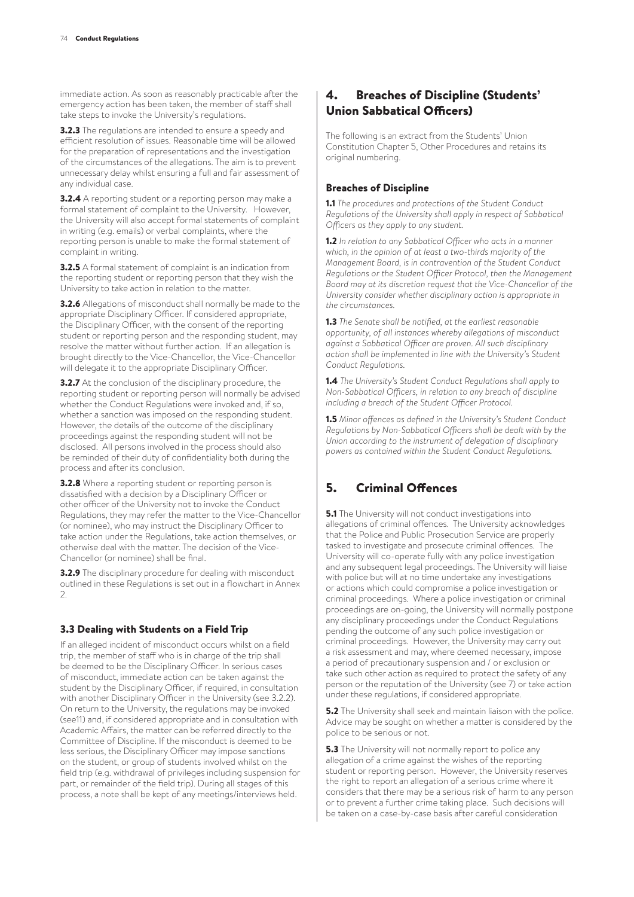immediate action. As soon as reasonably practicable after the emergency action has been taken, the member of staff shall take steps to invoke the University's regulations.

**3.2.3** The regulations are intended to ensure a speedy and efficient resolution of issues. Reasonable time will be allowed for the preparation of representations and the investigation of the circumstances of the allegations. The aim is to prevent unnecessary delay whilst ensuring a full and fair assessment of any individual case.

**3.2.4** A reporting student or a reporting person may make a formal statement of complaint to the University. However, the University will also accept formal statements of complaint in writing (e.g. emails) or verbal complaints, where the reporting person is unable to make the formal statement of complaint in writing.

**3.2.5** A formal statement of complaint is an indication from the reporting student or reporting person that they wish the University to take action in relation to the matter.

**3.2.6** Allegations of misconduct shall normally be made to the appropriate Disciplinary Officer. If considered appropriate, the Disciplinary Officer, with the consent of the reporting student or reporting person and the responding student, may resolve the matter without further action. If an allegation is brought directly to the Vice-Chancellor, the Vice-Chancellor will delegate it to the appropriate Disciplinary Officer.

**3.2.7** At the conclusion of the disciplinary procedure, the reporting student or reporting person will normally be advised whether the Conduct Regulations were invoked and, if so, whether a sanction was imposed on the responding student. However, the details of the outcome of the disciplinary proceedings against the responding student will not be disclosed. All persons involved in the process should also be reminded of their duty of confidentiality both during the process and after its conclusion.

**3.2.8** Where a reporting student or reporting person is dissatisfied with a decision by a Disciplinary Officer or other officer of the University not to invoke the Conduct Regulations, they may refer the matter to the Vice-Chancellor (or nominee), who may instruct the Disciplinary Officer to take action under the Regulations, take action themselves, or otherwise deal with the matter. The decision of the Vice-Chancellor (or nominee) shall be final.

**3.2.9** The disciplinary procedure for dealing with misconduct outlined in these Regulations is set out in a flowchart in Annex 2.

### 3.3 Dealing with Students on a Field Trip

If an alleged incident of misconduct occurs whilst on a field trip, the member of staff who is in charge of the trip shall be deemed to be the Disciplinary Officer. In serious cases of misconduct, immediate action can be taken against the student by the Disciplinary Officer, if required, in consultation with another Disciplinary Officer in the University (see 3.2.2). On return to the University, the regulations may be invoked (see11) and, if considered appropriate and in consultation with Academic Affairs, the matter can be referred directly to the Committee of Discipline. If the misconduct is deemed to be less serious, the Disciplinary Officer may impose sanctions on the student, or group of students involved whilst on the field trip (e.g. withdrawal of privileges including suspension for part, or remainder of the field trip). During all stages of this process, a note shall be kept of any meetings/interviews held.

## 4. Breaches of Discipline (Students' Union Sabbatical Officers)

The following is an extract from the Students' Union Constitution Chapter 5, Other Procedures and retains its original numbering.

### Breaches of Discipline

**1.1** *The procedures and protections of the Student Conduct Regulations of the University shall apply in respect of Sabbatical Officers as they apply to any student.*

**1.2** *In relation to any Sabbatical Officer who acts in a manner which, in the opinion of at least a two-thirds majority of the Management Board, is in contravention of the Student Conduct Regulations or the Student Officer Protocol, then the Management Board may at its discretion request that the Vice-Chancellor of the University consider whether disciplinary action is appropriate in the circumstances.*

**1.3** *The Senate shall be notified, at the earliest reasonable opportunity, of all instances whereby allegations of misconduct against a Sabbatical Officer are proven. All such disciplinary action shall be implemented in line with the University's Student Conduct Regulations.*

**1.4** *The University's Student Conduct Regulations shall apply to Non-Sabbatical Officers, in relation to any breach of discipline including a breach of the Student Officer Protocol.*

**1.5** *Minor offences as defined in the University's Student Conduct Regulations by Non-Sabbatical Officers shall be dealt with by the Union according to the instrument of delegation of disciplinary powers as contained within the Student Conduct Regulations.*

## 5. Criminal Offences

**5.1** The University will not conduct investigations into allegations of criminal offences. The University acknowledges that the Police and Public Prosecution Service are properly tasked to investigate and prosecute criminal offences. The University will co-operate fully with any police investigation and any subsequent legal proceedings. The University will liaise with police but will at no time undertake any investigations or actions which could compromise a police investigation or criminal proceedings. Where a police investigation or criminal proceedings are on-going, the University will normally postpone any disciplinary proceedings under the Conduct Regulations pending the outcome of any such police investigation or criminal proceedings. However, the University may carry out a risk assessment and may, where deemed necessary, impose a period of precautionary suspension and / or exclusion or take such other action as required to protect the safety of any person or the reputation of the University (see 7) or take action under these regulations, if considered appropriate.

**5.2** The University shall seek and maintain liaison with the police. Advice may be sought on whether a matter is considered by the police to be serious or not.

**5.3** The University will not normally report to police any allegation of a crime against the wishes of the reporting student or reporting person. However, the University reserves the right to report an allegation of a serious crime where it considers that there may be a serious risk of harm to any person or to prevent a further crime taking place. Such decisions will be taken on a case-by-case basis after careful consideration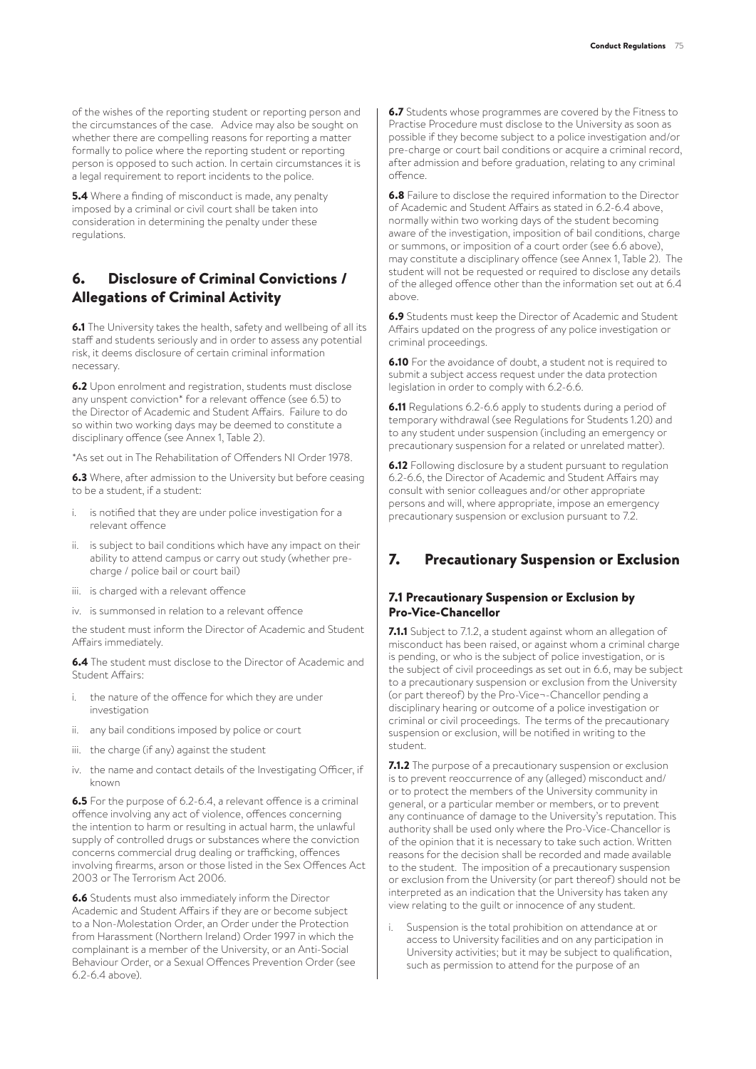of the wishes of the reporting student or reporting person and the circumstances of the case. Advice may also be sought on whether there are compelling reasons for reporting a matter formally to police where the reporting student or reporting person is opposed to such action. In certain circumstances it is a legal requirement to report incidents to the police.

**5.4** Where a finding of misconduct is made, any penalty imposed by a criminal or civil court shall be taken into consideration in determining the penalty under these regulations.

## 6. Disclosure of Criminal Convictions / Allegations of Criminal Activity

**6.1** The University takes the health, safety and wellbeing of all its staff and students seriously and in order to assess any potential risk, it deems disclosure of certain criminal information necessary.

**6.2** Upon enrolment and registration, students must disclose any unspent conviction* for a relevant offence (see 6.5) to the Director of Academic and Student Affairs. Failure to do so within two working days may be deemed to constitute a disciplinary offence (see Annex 1, Table 2).

*As set out in The Rehabilitation of Offenders NI Order 1978.

**6.3** Where, after admission to the University but before ceasing to be a student, if a student:

i. is notified that they are under police investigation for a relevant offence
ii. is subject to bail conditions which have any impact on their ability to attend campus or carry out study (whether pre-charge / police bail or court bail)
iii. is charged with a relevant offence
iv. is summonsed in relation to a relevant offence

the student must inform the Director of Academic and Student Affairs immediately.

**6.4** The student must disclose to the Director of Academic and Student Affairs:

i. the nature of the offence for which they are under investigation
ii. any bail conditions imposed by police or court
iii. the charge (if any) against the student
iv. the name and contact details of the Investigating Officer, if known

**6.5** For the purpose of 6.2-6.4, a relevant offence is a criminal offence involving any act of violence, offences concerning the intention to harm or resulting in actual harm, the unlawful supply of controlled drugs or substances where the conviction concerns commercial drug dealing or trafficking, offences involving firearms, arson or those listed in the Sex Offences Act 2003 or The Terrorism Act 2006.

**6.6** Students must also immediately inform the Director Academic and Student Affairs if they are or become subject to a Non-Molestation Order, an Order under the Protection from Harassment (Northern Ireland) Order 1997 in which the complainant is a member of the University, or an Anti-Social Behaviour Order, or a Sexual Offences Prevention Order (see 6.2-6.4 above).

**6.7** Students whose programmes are covered by the Fitness to Practise Procedure must disclose to the University as soon as possible if they become subject to a police investigation and/or pre-charge or court bail conditions or acquire a criminal record, after admission and before graduation, relating to any criminal offence.

**6.8** Failure to disclose the required information to the Director of Academic and Student Affairs as stated in 6.2-6.4 above, normally within two working days of the student becoming aware of the investigation, imposition of bail conditions, charge or summons, or imposition of a court order (see 6.6 above), may constitute a disciplinary offence (see Annex 1, Table 2). The student will not be requested or required to disclose any details of the alleged offence other than the information set out at 6.4 above.

**6.9** Students must keep the Director of Academic and Student Affairs updated on the progress of any police investigation or criminal proceedings.

**6.10** For the avoidance of doubt, a student not is required to submit a subject access request under the data protection legislation in order to comply with 6.2-6.6.

**6.11** Regulations 6.2-6.6 apply to students during a period of temporary withdrawal (see Regulations for Students 1.20) and to any student under suspension (including an emergency or precautionary suspension for a related or unrelated matter).

**6.12** Following disclosure by a student pursuant to regulation 6.2-6.6, the Director of Academic and Student Affairs may consult with senior colleagues and/or other appropriate persons and will, where appropriate, impose an emergency precautionary suspension or exclusion pursuant to 7.2.

## 7. Precautionary Suspension or Exclusion

### 7.1 Precautionary Suspension or Exclusion by Pro-Vice-Chancellor

**7.1.1** Subject to 7.1.2, a student against whom an allegation of misconduct has been raised, or against whom a criminal charge is pending, or who is the subject of police investigation, or is the subject of civil proceedings as set out in 6.6, may be subject to a precautionary suspension or exclusion from the University (or part thereof) by the Pro-Vice¬-Chancellor pending a disciplinary hearing or outcome of a police investigation or criminal or civil proceedings. The terms of the precautionary suspension or exclusion, will be notified in writing to the student.

**7.1.2** The purpose of a precautionary suspension or exclusion is to prevent reoccurrence of any (alleged) misconduct and/ or to protect the members of the University community in general, or a particular member or members, or to prevent any continuance of damage to the University's reputation. This authority shall be used only where the Pro-Vice-Chancellor is of the opinion that it is necessary to take such action. Written reasons for the decision shall be recorded and made available to the student. The imposition of a precautionary suspension or exclusion from the University (or part thereof) should not be interpreted as an indication that the University has taken any view relating to the guilt or innocence of any student.

i. Suspension is the total prohibition on attendance at or access to University facilities and on any participation in University activities; but it may be subject to qualification, such as permission to attend for the purpose of an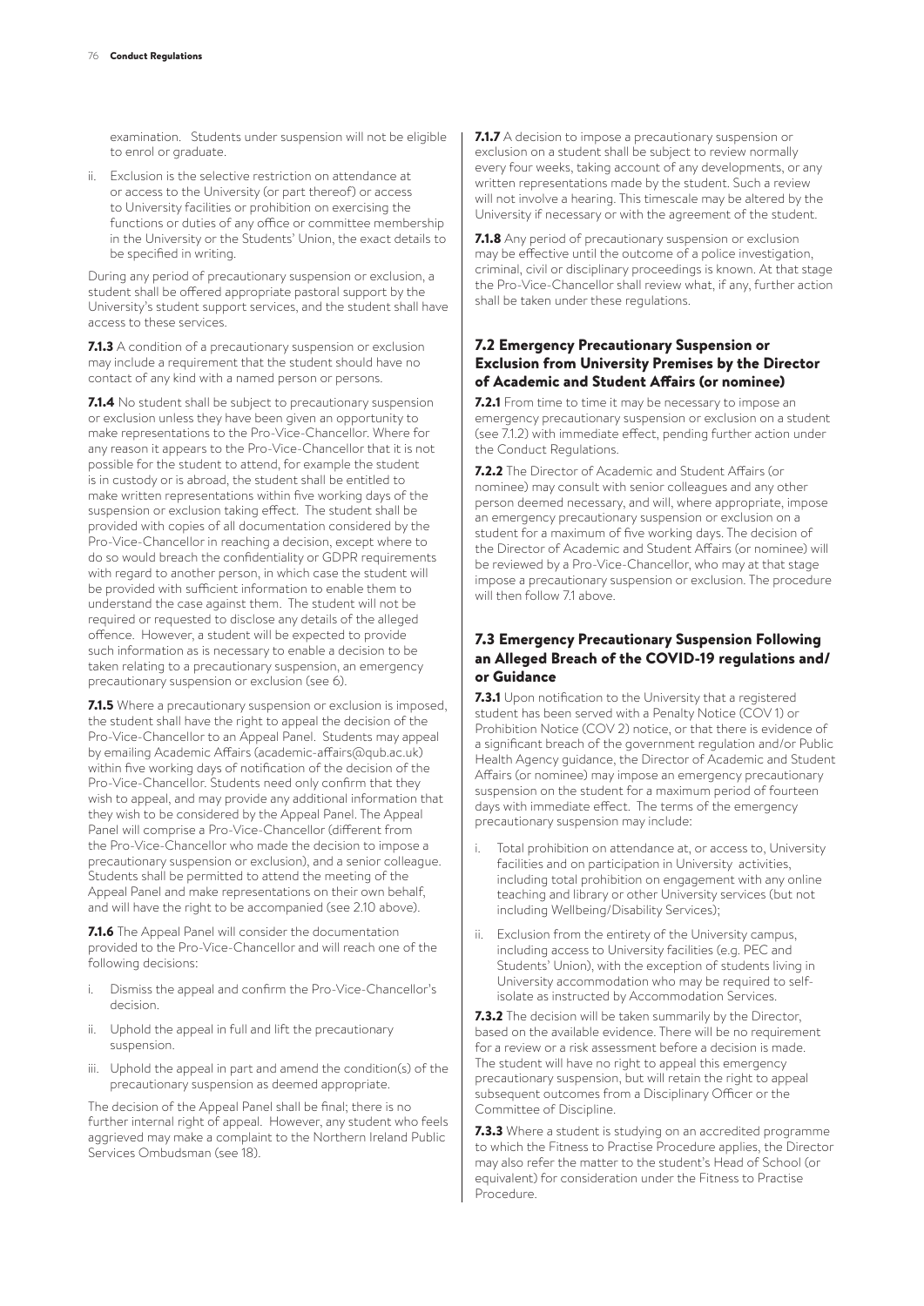examination. Students under suspension will not be eligible to enrol or graduate.

ii. Exclusion is the selective restriction on attendance at or access to the University (or part thereof) or access to University facilities or prohibition on exercising the functions or duties of any office or committee membership in the University or the Students' Union, the exact details to be specified in writing.

During any period of precautionary suspension or exclusion, a student shall be offered appropriate pastoral support by the University's student support services, and the student shall have access to these services.

**7.1.3** A condition of a precautionary suspension or exclusion may include a requirement that the student should have no contact of any kind with a named person or persons.

**7.1.4** No student shall be subject to precautionary suspension or exclusion unless they have been given an opportunity to make representations to the Pro-Vice-Chancellor. Where for any reason it appears to the Pro-Vice-Chancellor that it is not possible for the student to attend, for example the student is in custody or is abroad, the student shall be entitled to make written representations within five working days of the suspension or exclusion taking effect. The student shall be provided with copies of all documentation considered by the Pro-Vice-Chancellor in reaching a decision, except where to do so would breach the confidentiality or GDPR requirements with regard to another person, in which case the student will be provided with sufficient information to enable them to understand the case against them. The student will not be required or requested to disclose any details of the alleged offence. However, a student will be expected to provide such information as is necessary to enable a decision to be taken relating to a precautionary suspension, an emergency precautionary suspension or exclusion (see 6).

**7.1.5** Where a precautionary suspension or exclusion is imposed, the student shall have the right to appeal the decision of the Pro-Vice-Chancellor to an Appeal Panel. Students may appeal by emailing Academic Affairs (academic-affairs@qub.ac.uk) within five working days of notification of the decision of the Pro-Vice-Chancellor. Students need only confirm that they wish to appeal, and may provide any additional information that they wish to be considered by the Appeal Panel. The Appeal Panel will comprise a Pro-Vice-Chancellor (different from the Pro-Vice-Chancellor who made the decision to impose a precautionary suspension or exclusion), and a senior colleague. Students shall be permitted to attend the meeting of the Appeal Panel and make representations on their own behalf, and will have the right to be accompanied (see 2.10 above).

**7.1.6** The Appeal Panel will consider the documentation provided to the Pro-Vice-Chancellor and will reach one of the following decisions:

i. Dismiss the appeal and confirm the Pro-Vice-Chancellor's decision.

ii. Uphold the appeal in full and lift the precautionary suspension.

iii. Uphold the appeal in part and amend the condition(s) of the precautionary suspension as deemed appropriate.

The decision of the Appeal Panel shall be final; there is no further internal right of appeal. However, any student who feels aggrieved may make a complaint to the Northern Ireland Public Services Ombudsman (see 18).

**7.1.7** A decision to impose a precautionary suspension or exclusion on a student shall be subject to review normally every four weeks, taking account of any developments, or any written representations made by the student. Such a review will not involve a hearing. This timescale may be altered by the University if necessary or with the agreement of the student.

**7.1.8** Any period of precautionary suspension or exclusion may be effective until the outcome of a police investigation, criminal, civil or disciplinary proceedings is known. At that stage the Pro-Vice-Chancellor shall review what, if any, further action shall be taken under these regulations.

### 7.2 Emergency Precautionary Suspension or Exclusion from University Premises by the Director of Academic and Student Affairs (or nominee)

**7.2.1** From time to time it may be necessary to impose an emergency precautionary suspension or exclusion on a student (see 7.1.2) with immediate effect, pending further action under the Conduct Regulations.

**7.2.2** The Director of Academic and Student Affairs (or nominee) may consult with senior colleagues and any other person deemed necessary, and will, where appropriate, impose an emergency precautionary suspension or exclusion on a student for a maximum of five working days. The decision of the Director of Academic and Student Affairs (or nominee) will be reviewed by a Pro-Vice-Chancellor, who may at that stage impose a precautionary suspension or exclusion. The procedure will then follow 7.1 above.

### 7.3 Emergency Precautionary Suspension Following an Alleged Breach of the COVID-19 regulations and/or Guidance

**7.3.1** Upon notification to the University that a registered student has been served with a Penalty Notice (COV 1) or Prohibition Notice (COV 2) notice, or that there is evidence of a significant breach of the government regulation and/or Public Health Agency guidance, the Director of Academic and Student Affairs (or nominee) may impose an emergency precautionary suspension on the student for a maximum period of fourteen days with immediate effect. The terms of the emergency precautionary suspension may include:

i. Total prohibition on attendance at, or access to, University facilities and on participation in University activities, including total prohibition on engagement with any online teaching and library or other University services (but not including Wellbeing/Disability Services);

ii. Exclusion from the entirety of the University campus, including access to University facilities (e.g. PEC and Students' Union), with the exception of students living in University accommodation who may be required to self-isolate as instructed by Accommodation Services.

**7.3.2** The decision will be taken summarily by the Director, based on the available evidence. There will be no requirement for a review or a risk assessment before a decision is made. The student will have no right to appeal this emergency precautionary suspension, but will retain the right to appeal subsequent outcomes from a Disciplinary Officer or the Committee of Discipline.

**7.3.3** Where a student is studying on an accredited programme to which the Fitness to Practise Procedure applies, the Director may also refer the matter to the student's Head of School (or equivalent) for consideration under the Fitness to Practise Procedure.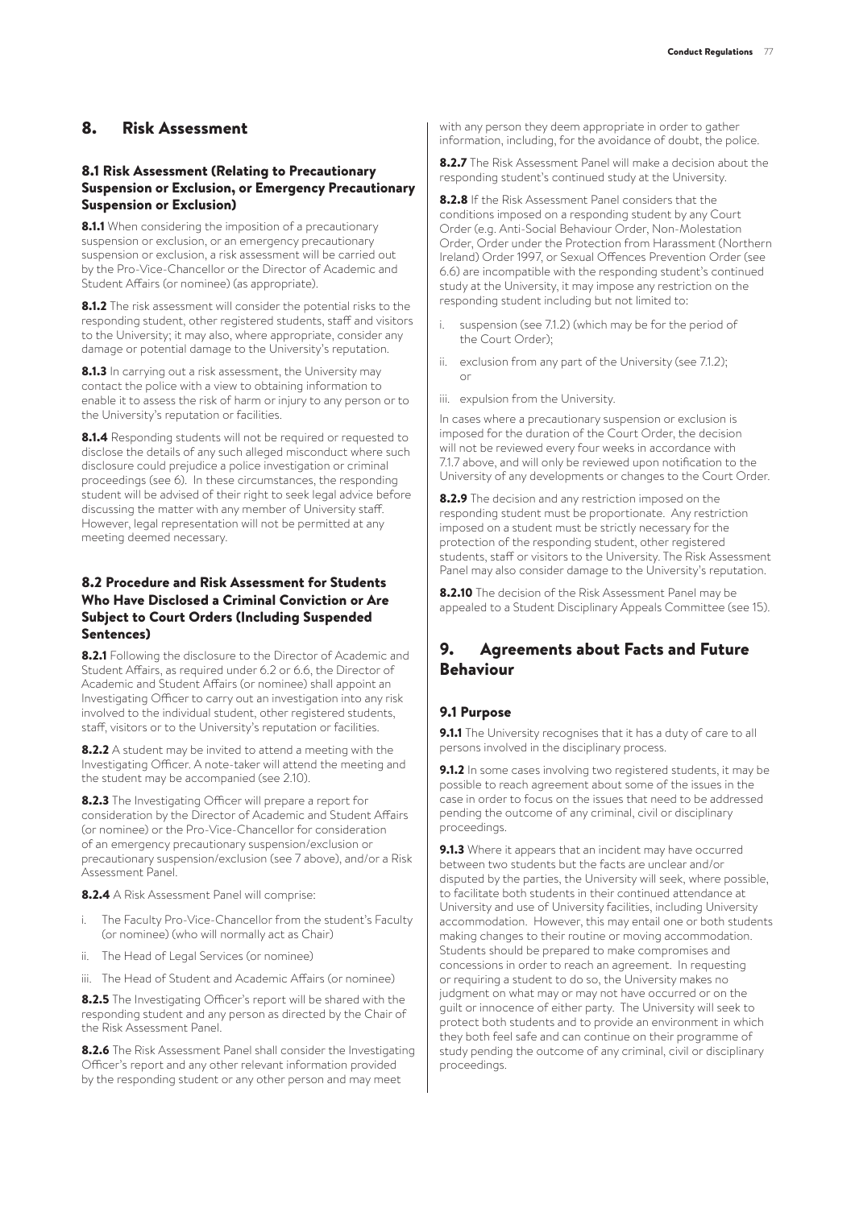## 8. Risk Assessment

### 8.1 Risk Assessment (Relating to Precautionary Suspension or Exclusion, or Emergency Precautionary Suspension or Exclusion)

**8.1.1** When considering the imposition of a precautionary suspension or exclusion, or an emergency precautionary suspension or exclusion, a risk assessment will be carried out by the Pro-Vice-Chancellor or the Director of Academic and Student Affairs (or nominee) (as appropriate).

**8.1.2** The risk assessment will consider the potential risks to the responding student, other registered students, staff and visitors to the University; it may also, where appropriate, consider any damage or potential damage to the University's reputation.

**8.1.3** In carrying out a risk assessment, the University may contact the police with a view to obtaining information to enable it to assess the risk of harm or injury to any person or to the University's reputation or facilities.

**8.1.4** Responding students will not be required or requested to disclose the details of any such alleged misconduct where such disclosure could prejudice a police investigation or criminal proceedings (see 6). In these circumstances, the responding student will be advised of their right to seek legal advice before discussing the matter with any member of University staff. However, legal representation will not be permitted at any meeting deemed necessary.

### 8.2 Procedure and Risk Assessment for Students Who Have Disclosed a Criminal Conviction or Are Subject to Court Orders (Including Suspended Sentences)

**8.2.1** Following the disclosure to the Director of Academic and Student Affairs, as required under 6.2 or 6.6, the Director of Academic and Student Affairs (or nominee) shall appoint an Investigating Officer to carry out an investigation into any risk involved to the individual student, other registered students, staff, visitors or to the University's reputation or facilities.

**8.2.2** A student may be invited to attend a meeting with the Investigating Officer. A note-taker will attend the meeting and the student may be accompanied (see 2.10).

**8.2.3** The Investigating Officer will prepare a report for consideration by the Director of Academic and Student Affairs (or nominee) or the Pro-Vice-Chancellor for consideration of an emergency precautionary suspension/exclusion or precautionary suspension/exclusion (see 7 above), and/or a Risk Assessment Panel.

**8.2.4** A Risk Assessment Panel will comprise:

i. The Faculty Pro-Vice-Chancellor from the student's Faculty (or nominee) (who will normally act as Chair)

ii. The Head of Legal Services (or nominee)

iii. The Head of Student and Academic Affairs (or nominee)

**8.2.5** The Investigating Officer's report will be shared with the responding student and any person as directed by the Chair of the Risk Assessment Panel.

**8.2.6** The Risk Assessment Panel shall consider the Investigating Officer's report and any other relevant information provided by the responding student or any other person and may meet with any person they deem appropriate in order to gather information, including, for the avoidance of doubt, the police.

**8.2.7** The Risk Assessment Panel will make a decision about the responding student's continued study at the University.

**8.2.8** If the Risk Assessment Panel considers that the conditions imposed on a responding student by any Court Order (e.g. Anti-Social Behaviour Order, Non-Molestation Order, Order under the Protection from Harassment (Northern Ireland) Order 1997, or Sexual Offences Prevention Order (see 6.6) are incompatible with the responding student's continued study at the University, it may impose any restriction on the responding student including but not limited to:

i. suspension (see 7.1.2) (which may be for the period of the Court Order);

ii. exclusion from any part of the University (see 7.1.2); or

iii. expulsion from the University.

In cases where a precautionary suspension or exclusion is imposed for the duration of the Court Order, the decision will not be reviewed every four weeks in accordance with 7.1.7 above, and will only be reviewed upon notification to the University of any developments or changes to the Court Order.

**8.2.9** The decision and any restriction imposed on the responding student must be proportionate. Any restriction imposed on a student must be strictly necessary for the protection of the responding student, other registered students, staff or visitors to the University. The Risk Assessment Panel may also consider damage to the University's reputation.

**8.2.10** The decision of the Risk Assessment Panel may be appealed to a Student Disciplinary Appeals Committee (see 15).

## 9. Agreements about Facts and Future Behaviour

### 9.1 Purpose

**9.1.1** The University recognises that it has a duty of care to all persons involved in the disciplinary process.

**9.1.2** In some cases involving two registered students, it may be possible to reach agreement about some of the issues in the case in order to focus on the issues that need to be addressed pending the outcome of any criminal, civil or disciplinary proceedings.

**9.1.3** Where it appears that an incident may have occurred between two students but the facts are unclear and/or disputed by the parties, the University will seek, where possible, to facilitate both students in their continued attendance at University and use of University facilities, including University accommodation. However, this may entail one or both students making changes to their routine or moving accommodation. Students should be prepared to make compromises and concessions in order to reach an agreement. In requesting or requiring a student to do so, the University makes no judgment on what may or may not have occurred or on the guilt or innocence of either party. The University will seek to protect both students and to provide an environment in which they both feel safe and can continue on their programme of study pending the outcome of any criminal, civil or disciplinary proceedings.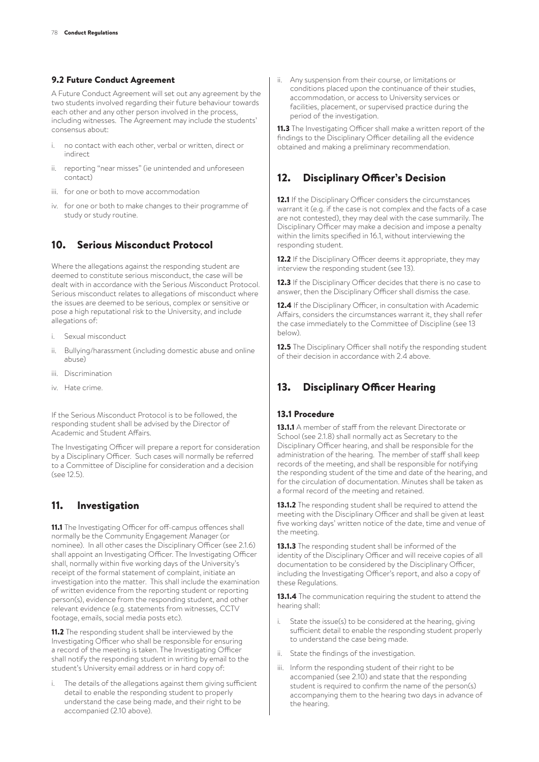### 9.2 Future Conduct Agreement

A Future Conduct Agreement will set out any agreement by the two students involved regarding their future behaviour towards each other and any other person involved in the process, including witnesses. The Agreement may include the students' consensus about:

i. no contact with each other, verbal or written, direct or indirect

ii. reporting "near misses" (ie unintended and unforeseen contact)

iii. for one or both to move accommodation

iv. for one or both to make changes to their programme of study or study routine.

## 10. Serious Misconduct Protocol

Where the allegations against the responding student are deemed to constitute serious misconduct, the case will be dealt with in accordance with the Serious Misconduct Protocol. Serious misconduct relates to allegations of misconduct where the issues are deemed to be serious, complex or sensitive or pose a high reputational risk to the University, and include allegations of:

i. Sexual misconduct

ii. Bullying/harassment (including domestic abuse and online abuse)

iii. Discrimination

iv. Hate crime.

If the Serious Misconduct Protocol is to be followed, the responding student shall be advised by the Director of Academic and Student Affairs.

The Investigating Officer will prepare a report for consideration by a Disciplinary Officer. Such cases will normally be referred to a Committee of Discipline for consideration and a decision (see 12.5).

## 11. Investigation

**11.1** The Investigating Officer for off-campus offences shall normally be the Community Engagement Manager (or nominee). In all other cases the Disciplinary Officer (see 2.1.6) shall appoint an Investigating Officer. The Investigating Officer shall, normally within five working days of the University's receipt of the formal statement of complaint, initiate an investigation into the matter. This shall include the examination of written evidence from the reporting student or reporting person(s), evidence from the responding student, and other relevant evidence (e.g. statements from witnesses, CCTV footage, emails, social media posts etc).

**11.2** The responding student shall be interviewed by the Investigating Officer who shall be responsible for ensuring a record of the meeting is taken. The Investigating Officer shall notify the responding student in writing by email to the student's University email address or in hard copy of:

i. The details of the allegations against them giving sufficient detail to enable the responding student to properly understand the case being made, and their right to be accompanied (2.10 above).

ii. Any suspension from their course, or limitations or conditions placed upon the continuance of their studies, accommodation, or access to University services or facilities, placement, or supervised practice during the period of the investigation.

**11.3** The Investigating Officer shall make a written report of the findings to the Disciplinary Officer detailing all the evidence obtained and making a preliminary recommendation.

## 12. Disciplinary Officer's Decision

**12.1** If the Disciplinary Officer considers the circumstances warrant it (e.g. if the case is not complex and the facts of a case are not contested), they may deal with the case summarily. The Disciplinary Officer may make a decision and impose a penalty within the limits specified in 16.1, without interviewing the responding student.

**12.2** If the Disciplinary Officer deems it appropriate, they may interview the responding student (see 13).

**12.3** If the Disciplinary Officer decides that there is no case to answer, then the Disciplinary Officer shall dismiss the case.

**12.4** If the Disciplinary Officer, in consultation with Academic Affairs, considers the circumstances warrant it, they shall refer the case immediately to the Committee of Discipline (see 13 below).

**12.5** The Disciplinary Officer shall notify the responding student of their decision in accordance with 2.4 above.

## 13. Disciplinary Officer Hearing

### 13.1 Procedure

**13.1.1** A member of staff from the relevant Directorate or School (see 2.1.8) shall normally act as Secretary to the Disciplinary Officer hearing, and shall be responsible for the administration of the hearing. The member of staff shall keep records of the meeting, and shall be responsible for notifying the responding student of the time and date of the hearing, and for the circulation of documentation. Minutes shall be taken as a formal record of the meeting and retained.

**13.1.2** The responding student shall be required to attend the meeting with the Disciplinary Officer and shall be given at least five working days' written notice of the date, time and venue of the meeting.

**13.1.3** The responding student shall be informed of the identity of the Disciplinary Officer and will receive copies of all documentation to be considered by the Disciplinary Officer, including the Investigating Officer's report, and also a copy of these Regulations.

**13.1.4** The communication requiring the student to attend the hearing shall:

i. State the issue(s) to be considered at the hearing, giving sufficient detail to enable the responding student properly to understand the case being made.

ii. State the findings of the investigation.

iii. Inform the responding student of their right to be accompanied (see 2.10) and state that the responding student is required to confirm the name of the person(s) accompanying them to the hearing two days in advance of the hearing.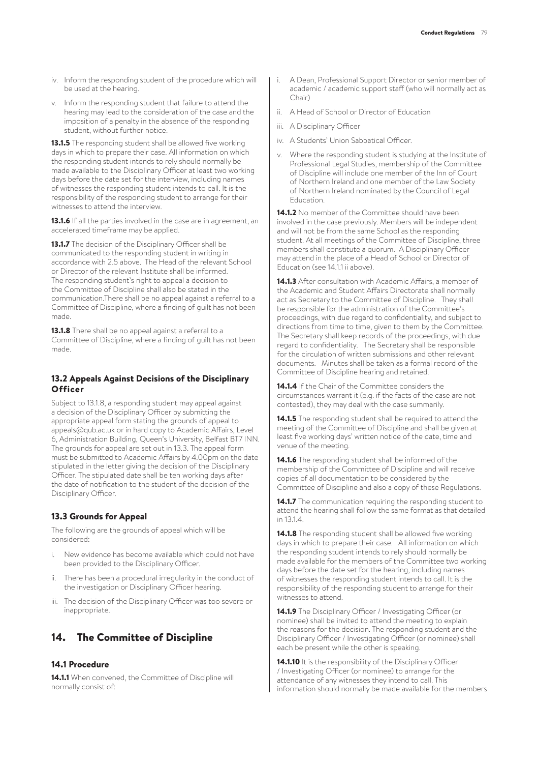iv. Inform the responding student of the procedure which will be used at the hearing.

v. Inform the responding student that failure to attend the hearing may lead to the consideration of the case and the imposition of a penalty in the absence of the responding student, without further notice.

**13.1.5** The responding student shall be allowed five working days in which to prepare their case. All information on which the responding student intends to rely should normally be made available to the Disciplinary Officer at least two working days before the date set for the interview, including names of witnesses the responding student intends to call. It is the responsibility of the responding student to arrange for their witnesses to attend the interview.

**13.1.6** If all the parties involved in the case are in agreement, an accelerated timeframe may be applied.

**13.1.7** The decision of the Disciplinary Officer shall be communicated to the responding student in writing in accordance with 2.5 above. The Head of the relevant School or Director of the relevant Institute shall be informed. The responding student's right to appeal a decision to the Committee of Discipline shall also be stated in the communication.There shall be no appeal against a referral to a Committee of Discipline, where a finding of guilt has not been made.

**13.1.8** There shall be no appeal against a referral to a Committee of Discipline, where a finding of guilt has not been made.

### 13.2 Appeals Against Decisions of the Disciplinary Officer

Subject to 13.1.8, a responding student may appeal against a decision of the Disciplinary Officer by submitting the appropriate appeal form stating the grounds of appeal to appeals@qub.ac.uk or in hard copy to Academic Affairs, Level 6, Administration Building, Queen's University, Belfast BT7 1NN. The grounds for appeal are set out in 13.3. The appeal form must be submitted to Academic Affairs by 4.00pm on the date stipulated in the letter giving the decision of the Disciplinary Officer. The stipulated date shall be ten working days after the date of notification to the student of the decision of the Disciplinary Officer.

### 13.3 Grounds for Appeal

The following are the grounds of appeal which will be considered:

i. New evidence has become available which could not have been provided to the Disciplinary Officer.

ii. There has been a procedural irregularity in the conduct of the investigation or Disciplinary Officer hearing.

iii. The decision of the Disciplinary Officer was too severe or inappropriate.

## 14. The Committee of Discipline

### 14.1 Procedure

**14.1.1** When convened, the Committee of Discipline will normally consist of:

i. A Dean, Professional Support Director or senior member of academic / academic support staff (who will normally act as Chair)

ii. A Head of School or Director of Education

iii. A Disciplinary Officer

iv. A Students' Union Sabbatical Officer.

v. Where the responding student is studying at the Institute of Professional Legal Studies, membership of the Committee of Discipline will include one member of the Inn of Court of Northern Ireland and one member of the Law Society of Northern Ireland nominated by the Council of Legal Education.

**14.1.2** No member of the Committee should have been involved in the case previously. Members will be independent and will not be from the same School as the responding student. At all meetings of the Committee of Discipline, three members shall constitute a quorum. A Disciplinary Officer may attend in the place of a Head of School or Director of Education (see 14.1.1 ii above).

**14.1.3** After consultation with Academic Affairs, a member of the Academic and Student Affairs Directorate shall normally act as Secretary to the Committee of Discipline. They shall be responsible for the administration of the Committee's proceedings, with due regard to confidentiality, and subject to directions from time to time, given to them by the Committee. The Secretary shall keep records of the proceedings, with due regard to confidentiality. The Secretary shall be responsible for the circulation of written submissions and other relevant documents. Minutes shall be taken as a formal record of the Committee of Discipline hearing and retained.

**14.1.4** If the Chair of the Committee considers the circumstances warrant it (e.g. if the facts of the case are not contested), they may deal with the case summarily.

**14.1.5** The responding student shall be required to attend the meeting of the Committee of Discipline and shall be given at least five working days' written notice of the date, time and venue of the meeting.

**14.1.6** The responding student shall be informed of the membership of the Committee of Discipline and will receive copies of all documentation to be considered by the Committee of Discipline and also a copy of these Regulations.

**14.1.7** The communication requiring the responding student to attend the hearing shall follow the same format as that detailed in 13.1.4.

**14.1.8** The responding student shall be allowed five working days in which to prepare their case. All information on which the responding student intends to rely should normally be made available for the members of the Committee two working days before the date set for the hearing, including names of witnesses the responding student intends to call. It is the responsibility of the responding student to arrange for their witnesses to attend.

**14.1.9** The Disciplinary Officer / Investigating Officer (or nominee) shall be invited to attend the meeting to explain the reasons for the decision. The responding student and the Disciplinary Officer / Investigating Officer (or nominee) shall each be present while the other is speaking.

**14.1.10** It is the responsibility of the Disciplinary Officer / Investigating Officer (or nominee) to arrange for the attendance of any witnesses they intend to call. This information should normally be made available for the members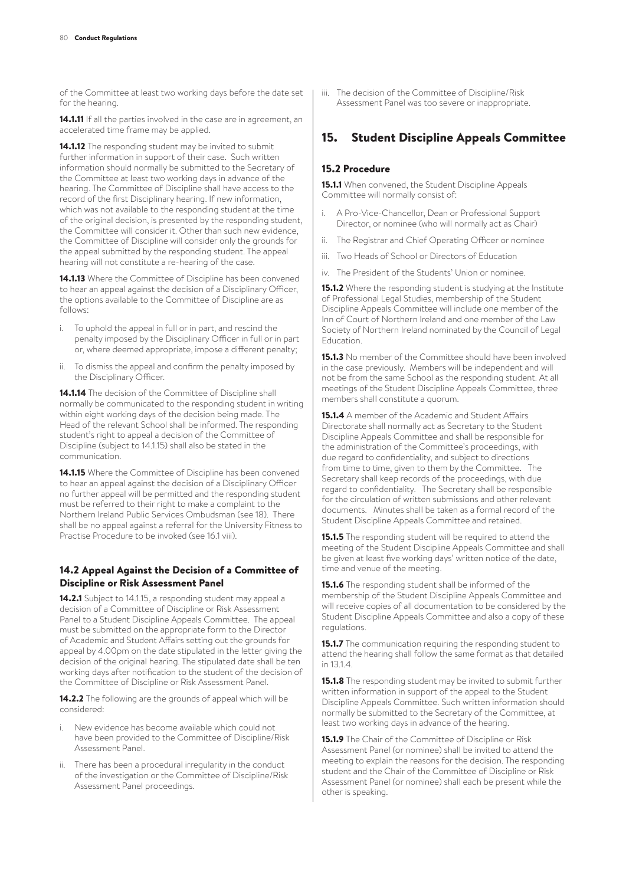of the Committee at least two working days before the date set for the hearing.

**14.1.11** If all the parties involved in the case are in agreement, an accelerated time frame may be applied.

**14.1.12** The responding student may be invited to submit further information in support of their case. Such written information should normally be submitted to the Secretary of the Committee at least two working days in advance of the hearing. The Committee of Discipline shall have access to the record of the first Disciplinary hearing. If new information, which was not available to the responding student at the time of the original decision, is presented by the responding student, the Committee will consider it. Other than such new evidence, the Committee of Discipline will consider only the grounds for the appeal submitted by the responding student. The appeal hearing will not constitute a re-hearing of the case.

**14.1.13** Where the Committee of Discipline has been convened to hear an appeal against the decision of a Disciplinary Officer, the options available to the Committee of Discipline are as follows:

i. To uphold the appeal in full or in part, and rescind the penalty imposed by the Disciplinary Officer in full or in part or, where deemed appropriate, impose a different penalty;

ii. To dismiss the appeal and confirm the penalty imposed by the Disciplinary Officer.

**14.1.14** The decision of the Committee of Discipline shall normally be communicated to the responding student in writing within eight working days of the decision being made. The Head of the relevant School shall be informed. The responding student's right to appeal a decision of the Committee of Discipline (subject to 14.1.15) shall also be stated in the communication.

**14.1.15** Where the Committee of Discipline has been convened to hear an appeal against the decision of a Disciplinary Officer no further appeal will be permitted and the responding student must be referred to their right to make a complaint to the Northern Ireland Public Services Ombudsman (see 18). There shall be no appeal against a referral for the University Fitness to Practise Procedure to be invoked (see 16.1 viii).

### 14.2 Appeal Against the Decision of a Committee of Discipline or Risk Assessment Panel

**14.2.1** Subject to 14.1.15, a responding student may appeal a decision of a Committee of Discipline or Risk Assessment Panel to a Student Discipline Appeals Committee. The appeal must be submitted on the appropriate form to the Director of Academic and Student Affairs setting out the grounds for appeal by 4.00pm on the date stipulated in the letter giving the decision of the original hearing. The stipulated date shall be ten working days after notification to the student of the decision of the Committee of Discipline or Risk Assessment Panel.

**14.2.2** The following are the grounds of appeal which will be considered:

i. New evidence has become available which could not have been provided to the Committee of Discipline/Risk Assessment Panel.

ii. There has been a procedural irregularity in the conduct of the investigation or the Committee of Discipline/Risk Assessment Panel proceedings.

iii. The decision of the Committee of Discipline/Risk Assessment Panel was too severe or inappropriate.

## 15. Student Discipline Appeals Committee

### 15.2 Procedure

**15.1.1** When convened, the Student Discipline Appeals Committee will normally consist of:

i. A Pro-Vice-Chancellor, Dean or Professional Support Director, or nominee (who will normally act as Chair)

ii. The Registrar and Chief Operating Officer or nominee

iii. Two Heads of School or Directors of Education

iv. The President of the Students' Union or nominee.

**15.1.2** Where the responding student is studying at the Institute of Professional Legal Studies, membership of the Student Discipline Appeals Committee will include one member of the Inn of Court of Northern Ireland and one member of the Law Society of Northern Ireland nominated by the Council of Legal Education.

**15.1.3** No member of the Committee should have been involved in the case previously. Members will be independent and will not be from the same School as the responding student. At all meetings of the Student Discipline Appeals Committee, three members shall constitute a quorum.

**15.1.4** A member of the Academic and Student Affairs Directorate shall normally act as Secretary to the Student Discipline Appeals Committee and shall be responsible for the administration of the Committee's proceedings, with due regard to confidentiality, and subject to directions from time to time, given to them by the Committee. The Secretary shall keep records of the proceedings, with due regard to confidentiality. The Secretary shall be responsible for the circulation of written submissions and other relevant documents. Minutes shall be taken as a formal record of the Student Discipline Appeals Committee and retained.

**15.1.5** The responding student will be required to attend the meeting of the Student Discipline Appeals Committee and shall be given at least five working days' written notice of the date, time and venue of the meeting.

**15.1.6** The responding student shall be informed of the membership of the Student Discipline Appeals Committee and will receive copies of all documentation to be considered by the Student Discipline Appeals Committee and also a copy of these regulations.

**15.1.7** The communication requiring the responding student to attend the hearing shall follow the same format as that detailed in 13.1.4.

**15.1.8** The responding student may be invited to submit further written information in support of the appeal to the Student Discipline Appeals Committee. Such written information should normally be submitted to the Secretary of the Committee, at least two working days in advance of the hearing.

**15.1.9** The Chair of the Committee of Discipline or Risk Assessment Panel (or nominee) shall be invited to attend the meeting to explain the reasons for the decision. The responding student and the Chair of the Committee of Discipline or Risk Assessment Panel (or nominee) shall each be present while the other is speaking.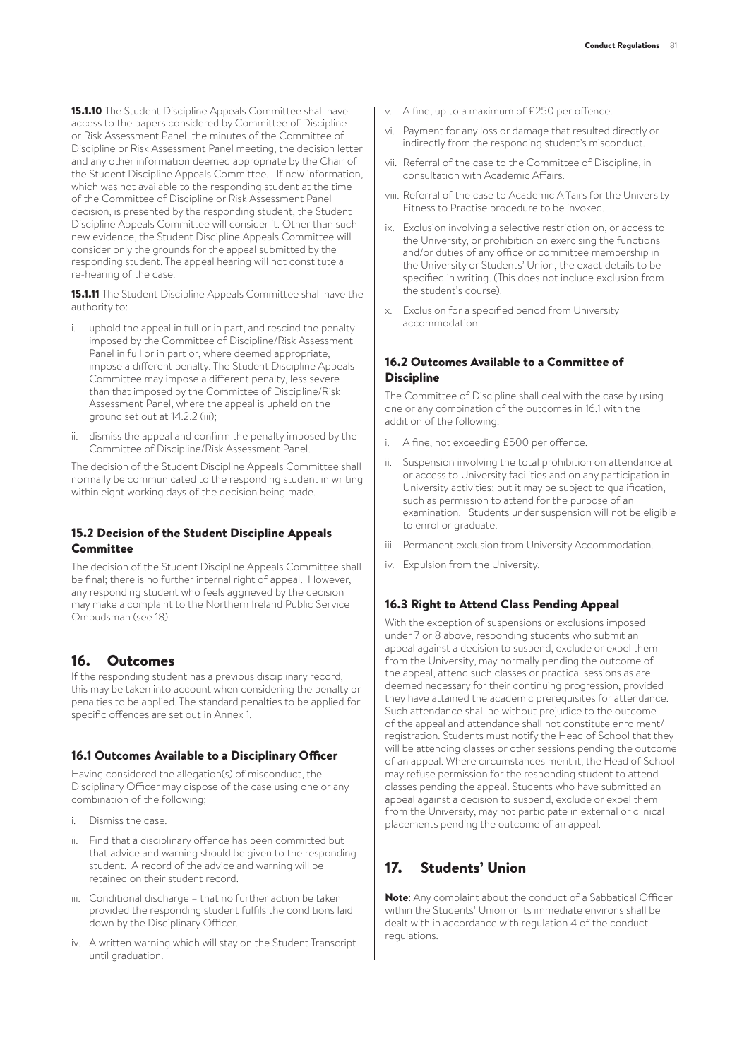**15.1.10** The Student Discipline Appeals Committee shall have access to the papers considered by Committee of Discipline or Risk Assessment Panel, the minutes of the Committee of Discipline or Risk Assessment Panel meeting, the decision letter and any other information deemed appropriate by the Chair of the Student Discipline Appeals Committee. If new information, which was not available to the responding student at the time of the Committee of Discipline or Risk Assessment Panel decision, is presented by the responding student, the Student Discipline Appeals Committee will consider it. Other than such new evidence, the Student Discipline Appeals Committee will consider only the grounds for the appeal submitted by the responding student. The appeal hearing will not constitute a re-hearing of the case.

**15.1.11** The Student Discipline Appeals Committee shall have the authority to:

i. uphold the appeal in full or in part, and rescind the penalty imposed by the Committee of Discipline/Risk Assessment Panel in full or in part or, where deemed appropriate, impose a different penalty. The Student Discipline Appeals Committee may impose a different penalty, less severe than that imposed by the Committee of Discipline/Risk Assessment Panel, where the appeal is upheld on the ground set out at 14.2.2 (iii);

ii. dismiss the appeal and confirm the penalty imposed by the Committee of Discipline/Risk Assessment Panel.

The decision of the Student Discipline Appeals Committee shall normally be communicated to the responding student in writing within eight working days of the decision being made.

### 15.2 Decision of the Student Discipline Appeals Committee

The decision of the Student Discipline Appeals Committee shall be final; there is no further internal right of appeal. However, any responding student who feels aggrieved by the decision may make a complaint to the Northern Ireland Public Service Ombudsman (see 18).

## 16. Outcomes

If the responding student has a previous disciplinary record, this may be taken into account when considering the penalty or penalties to be applied. The standard penalties to be applied for specific offences are set out in Annex 1.

### 16.1 Outcomes Available to a Disciplinary Officer

Having considered the allegation(s) of misconduct, the Disciplinary Officer may dispose of the case using one or any combination of the following;

i. Dismiss the case.

ii. Find that a disciplinary offence has been committed but that advice and warning should be given to the responding student. A record of the advice and warning will be retained on their student record.

iii. Conditional discharge – that no further action be taken provided the responding student fulfils the conditions laid down by the Disciplinary Officer.

iv. A written warning which will stay on the Student Transcript until graduation.

v. A fine, up to a maximum of £250 per offence.

vi. Payment for any loss or damage that resulted directly or indirectly from the responding student's misconduct.

vii. Referral of the case to the Committee of Discipline, in consultation with Academic Affairs.

viii. Referral of the case to Academic Affairs for the University Fitness to Practise procedure to be invoked.

ix. Exclusion involving a selective restriction on, or access to the University, or prohibition on exercising the functions and/or duties of any office or committee membership in the University or Students' Union, the exact details to be specified in writing. (This does not include exclusion from the student's course).

x. Exclusion for a specified period from University accommodation.

### 16.2 Outcomes Available to a Committee of Discipline

The Committee of Discipline shall deal with the case by using one or any combination of the outcomes in 16.1 with the addition of the following:

i. A fine, not exceeding £500 per offence.

ii. Suspension involving the total prohibition on attendance at or access to University facilities and on any participation in University activities; but it may be subject to qualification, such as permission to attend for the purpose of an examination. Students under suspension will not be eligible to enrol or graduate.

iii. Permanent exclusion from University Accommodation.

iv. Expulsion from the University.

### 16.3 Right to Attend Class Pending Appeal

With the exception of suspensions or exclusions imposed under 7 or 8 above, responding students who submit an appeal against a decision to suspend, exclude or expel them from the University, may normally pending the outcome of the appeal, attend such classes or practical sessions as are deemed necessary for their continuing progression, provided they have attained the academic prerequisites for attendance. Such attendance shall be without prejudice to the outcome of the appeal and attendance shall not constitute enrolment/registration. Students must notify the Head of School that they will be attending classes or other sessions pending the outcome of an appeal. Where circumstances merit it, the Head of School may refuse permission for the responding student to attend classes pending the appeal. Students who have submitted an appeal against a decision to suspend, exclude or expel them from the University, may not participate in external or clinical placements pending the outcome of an appeal.

## 17. Students' Union

**Note**: Any complaint about the conduct of a Sabbatical Officer within the Students' Union or its immediate environs shall be dealt with in accordance with regulation 4 of the conduct regulations.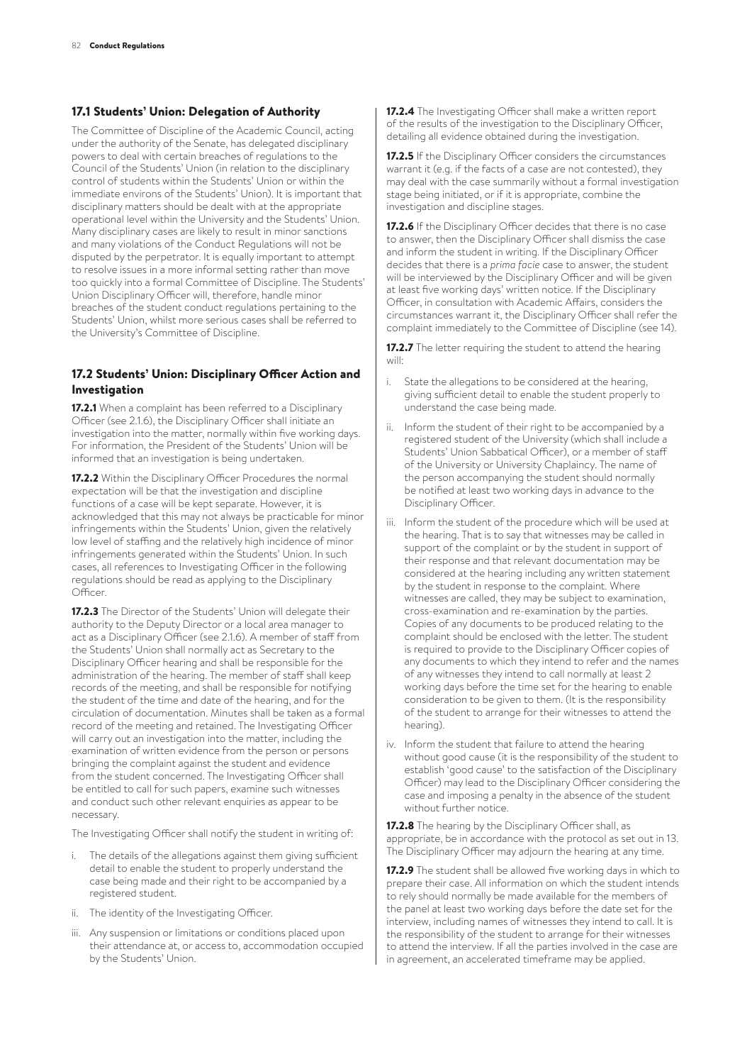## 17.1 Students' Union: Delegation of Authority

The Committee of Discipline of the Academic Council, acting under the authority of the Senate, has delegated disciplinary powers to deal with certain breaches of regulations to the Council of the Students' Union (in relation to the disciplinary control of students within the Students' Union or within the immediate environs of the Students' Union). It is important that disciplinary matters should be dealt with at the appropriate operational level within the University and the Students' Union. Many disciplinary cases are likely to result in minor sanctions and many violations of the Conduct Regulations will not be disputed by the perpetrator. It is equally important to attempt to resolve issues in a more informal setting rather than move too quickly into a formal Committee of Discipline. The Students' Union Disciplinary Officer will, therefore, handle minor breaches of the student conduct regulations pertaining to the Students' Union, whilst more serious cases shall be referred to the University's Committee of Discipline.

## 17.2 Students' Union: Disciplinary Officer Action and Investigation

**17.2.1** When a complaint has been referred to a Disciplinary Officer (see 2.1.6), the Disciplinary Officer shall initiate an investigation into the matter, normally within five working days. For information, the President of the Students' Union will be informed that an investigation is being undertaken.

**17.2.2** Within the Disciplinary Officer Procedures the normal expectation will be that the investigation and discipline functions of a case will be kept separate. However, it is acknowledged that this may not always be practicable for minor infringements within the Students' Union, given the relatively low level of staffing and the relatively high incidence of minor infringements generated within the Students' Union. In such cases, all references to Investigating Officer in the following regulations should be read as applying to the Disciplinary Officer.

**17.2.3** The Director of the Students' Union will delegate their authority to the Deputy Director or a local area manager to act as a Disciplinary Officer (see 2.1.6). A member of staff from the Students' Union shall normally act as Secretary to the Disciplinary Officer hearing and shall be responsible for the administration of the hearing. The member of staff shall keep records of the meeting, and shall be responsible for notifying the student of the time and date of the hearing, and for the circulation of documentation. Minutes shall be taken as a formal record of the meeting and retained. The Investigating Officer will carry out an investigation into the matter, including the examination of written evidence from the person or persons bringing the complaint against the student and evidence from the student concerned. The Investigating Officer shall be entitled to call for such papers, examine such witnesses and conduct such other relevant enquiries as appear to be necessary.

The Investigating Officer shall notify the student in writing of:

i. The details of the allegations against them giving sufficient detail to enable the student to properly understand the case being made and their right to be accompanied by a registered student.
ii. The identity of the Investigating Officer.
iii. Any suspension or limitations or conditions placed upon their attendance at, or access to, accommodation occupied by the Students' Union.

**17.2.4** The Investigating Officer shall make a written report of the results of the investigation to the Disciplinary Officer, detailing all evidence obtained during the investigation.

**17.2.5** If the Disciplinary Officer considers the circumstances warrant it (e.g. if the facts of a case are not contested), they may deal with the case summarily without a formal investigation stage being initiated, or if it is appropriate, combine the investigation and discipline stages.

**17.2.6** If the Disciplinary Officer decides that there is no case to answer, then the Disciplinary Officer shall dismiss the case and inform the student in writing. If the Disciplinary Officer decides that there is a *prima facie* case to answer, the student will be interviewed by the Disciplinary Officer and will be given at least five working days' written notice. If the Disciplinary Officer, in consultation with Academic Affairs, considers the circumstances warrant it, the Disciplinary Officer shall refer the complaint immediately to the Committee of Discipline (see 14).

**17.2.7** The letter requiring the student to attend the hearing will:

i. State the allegations to be considered at the hearing, giving sufficient detail to enable the student properly to understand the case being made.
ii. Inform the student of their right to be accompanied by a registered student of the University (which shall include a Students' Union Sabbatical Officer), or a member of staff of the University or University Chaplaincy. The name of the person accompanying the student should normally be notified at least two working days in advance to the Disciplinary Officer.
iii. Inform the student of the procedure which will be used at the hearing. That is to say that witnesses may be called in support of the complaint or by the student in support of their response and that relevant documentation may be considered at the hearing including any written statement by the student in response to the complaint. Where witnesses are called, they may be subject to examination, cross-examination and re-examination by the parties. Copies of any documents to be produced relating to the complaint should be enclosed with the letter. The student is required to provide to the Disciplinary Officer copies of any documents to which they intend to refer and the names of any witnesses they intend to call normally at least 2 working days before the time set for the hearing to enable consideration to be given to them. (It is the responsibility of the student to arrange for their witnesses to attend the hearing).
iv. Inform the student that failure to attend the hearing without good cause (it is the responsibility of the student to establish 'good cause' to the satisfaction of the Disciplinary Officer) may lead to the Disciplinary Officer considering the case and imposing a penalty in the absence of the student without further notice.

**17.2.8** The hearing by the Disciplinary Officer shall, as appropriate, be in accordance with the protocol as set out in 13. The Disciplinary Officer may adjourn the hearing at any time.

**17.2.9** The student shall be allowed five working days in which to prepare their case. All information on which the student intends to rely should normally be made available for the members of the panel at least two working days before the date set for the interview, including names of witnesses they intend to call. It is the responsibility of the student to arrange for their witnesses to attend the interview. If all the parties involved in the case are in agreement, an accelerated timeframe may be applied.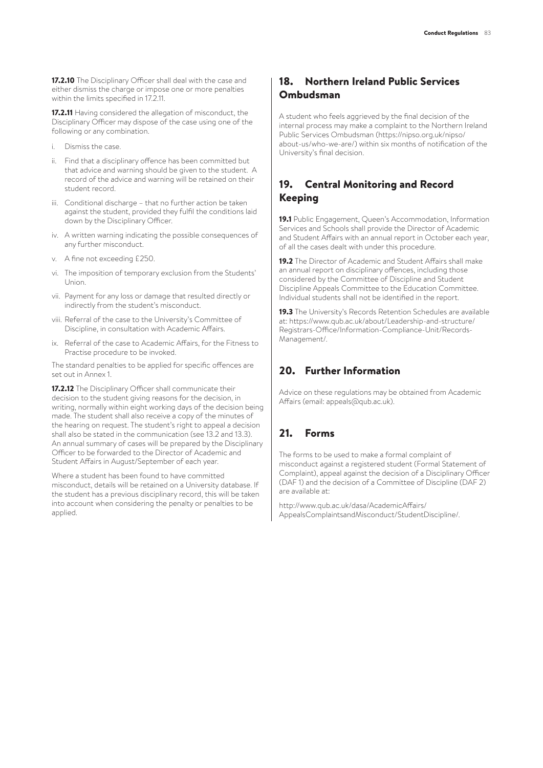**17.2.10** The Disciplinary Officer shall deal with the case and either dismiss the charge or impose one or more penalties within the limits specified in 17.2.11.

**17.2.11** Having considered the allegation of misconduct, the Disciplinary Officer may dispose of the case using one of the following or any combination.

i. Dismiss the case.
ii. Find that a disciplinary offence has been committed but that advice and warning should be given to the student. A record of the advice and warning will be retained on their student record.
iii. Conditional discharge – that no further action be taken against the student, provided they fulfil the conditions laid down by the Disciplinary Officer.
iv. A written warning indicating the possible consequences of any further misconduct.
v. A fine not exceeding £250.
vi. The imposition of temporary exclusion from the Students' Union.
vii. Payment for any loss or damage that resulted directly or indirectly from the student's misconduct.
viii. Referral of the case to the University's Committee of Discipline, in consultation with Academic Affairs.
ix. Referral of the case to Academic Affairs, for the Fitness to Practise procedure to be invoked.

The standard penalties to be applied for specific offences are set out in Annex 1.

**17.2.12** The Disciplinary Officer shall communicate their decision to the student giving reasons for the decision, in writing, normally within eight working days of the decision being made. The student shall also receive a copy of the minutes of the hearing on request. The student's right to appeal a decision shall also be stated in the communication (see 13.2 and 13.3). An annual summary of cases will be prepared by the Disciplinary Officer to be forwarded to the Director of Academic and Student Affairs in August/September of each year.

Where a student has been found to have committed misconduct, details will be retained on a University database. If the student has a previous disciplinary record, this will be taken into account when considering the penalty or penalties to be applied.

## 18. Northern Ireland Public Services Ombudsman

A student who feels aggrieved by the final decision of the internal process may make a complaint to the Northern Ireland Public Services Ombudsman (https://nipso.org.uk/nipso/about-us/who-we-are/) within six months of notification of the University's final decision.

## 19. Central Monitoring and Record Keeping

**19.1** Public Engagement, Queen's Accommodation, Information Services and Schools shall provide the Director of Academic and Student Affairs with an annual report in October each year, of all the cases dealt with under this procedure.

**19.2** The Director of Academic and Student Affairs shall make an annual report on disciplinary offences, including those considered by the Committee of Discipline and Student Discipline Appeals Committee to the Education Committee. Individual students shall not be identified in the report.

**19.3** The University's Records Retention Schedules are available at: https://www.qub.ac.uk/about/Leadership-and-structure/Registrars-Office/Information-Compliance-Unit/Records-Management/.

## 20. Further Information

Advice on these regulations may be obtained from Academic Affairs (email: appeals@qub.ac.uk).

## 21. Forms

The forms to be used to make a formal complaint of misconduct against a registered student (Formal Statement of Complaint), appeal against the decision of a Disciplinary Officer (DAF 1) and the decision of a Committee of Discipline (DAF 2) are available at:

http://www.qub.ac.uk/dasa/AcademicAffairs/AppealsComplaintsandMisconduct/StudentDiscipline/.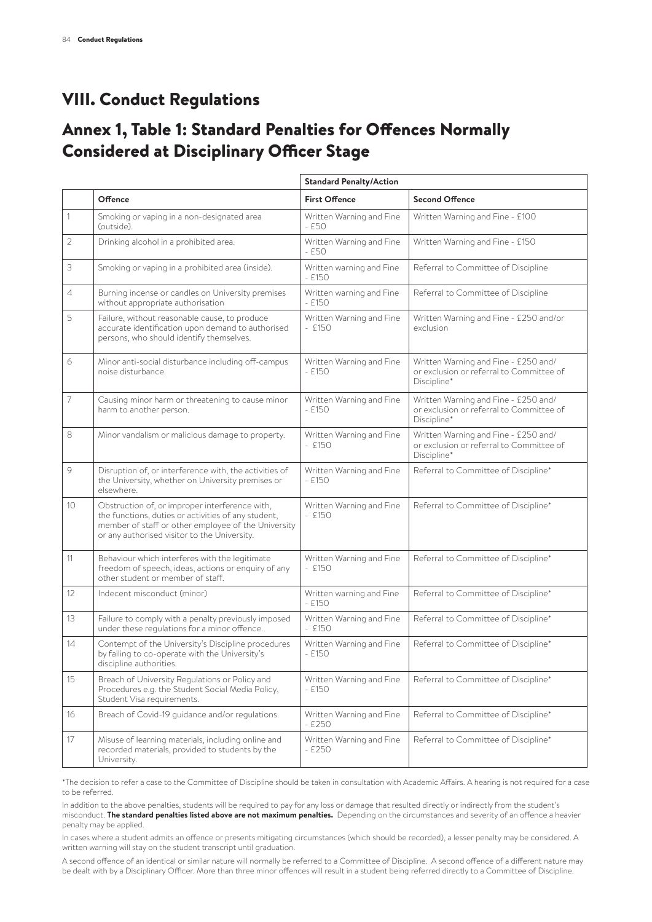# VIII. Conduct Regulations

## Annex 1, Table 1: Standard Penalties for Offences Normally Considered at Disciplinary Officer Stage

| | | Standard Penalty/Action | |
|---|---|---|---|
| | **Offence** | **First Offence** | **Second Offence** |
| 1 | Smoking or vaping in a non-designated area (outside). | Written Warning and Fine - £50 | Written Warning and Fine - £100 |
| 2 | Drinking alcohol in a prohibited area. | Written Warning and Fine - £50 | Written Warning and Fine - £150 |
| 3 | Smoking or vaping in a prohibited area (inside). | Written warning and Fine - £150 | Referral to Committee of Discipline |
| 4 | Burning incense or candles on University premises without appropriate authorisation | Written warning and Fine - £150 | Referral to Committee of Discipline |
| 5 | Failure, without reasonable cause, to produce accurate identification upon demand to authorised persons, who should identify themselves. | Written Warning and Fine - £150 | Written Warning and Fine - £250 and/or exclusion |
| 6 | Minor anti-social disturbance including off-campus noise disturbance. | Written Warning and Fine - £150 | Written Warning and Fine - £250 and/ or exclusion or referral to Committee of Discipline* |
| 7 | Causing minor harm or threatening to cause minor harm to another person. | Written Warning and Fine - £150 | Written Warning and Fine - £250 and/ or exclusion or referral to Committee of Discipline* |
| 8 | Minor vandalism or malicious damage to property. | Written Warning and Fine - £150 | Written Warning and Fine - £250 and/ or exclusion or referral to Committee of Discipline* |
| 9 | Disruption of, or interference with, the activities of the University, whether on University premises or elsewhere. | Written Warning and Fine - £150 | Referral to Committee of Discipline* |
| 10 | Obstruction of, or improper interference with, the functions, duties or activities of any student, member of staff or other employee of the University or any authorised visitor to the University. | Written Warning and Fine - £150 | Referral to Committee of Discipline* |
| 11 | Behaviour which interferes with the legitimate freedom of speech, ideas, actions or enquiry of any other student or member of staff. | Written Warning and Fine - £150 | Referral to Committee of Discipline* |
| 12 | Indecent misconduct (minor) | Written warning and Fine - £150 | Referral to Committee of Discipline* |
| 13 | Failure to comply with a penalty previously imposed under these regulations for a minor offence. | Written Warning and Fine - £150 | Referral to Committee of Discipline* |
| 14 | Contempt of the University's Discipline procedures by failing to co-operate with the University's discipline authorities. | Written Warning and Fine - £150 | Referral to Committee of Discipline* |
| 15 | Breach of University Regulations or Policy and Procedures e.g. the Student Social Media Policy, Student Visa requirements. | Written Warning and Fine - £150 | Referral to Committee of Discipline* |
| 16 | Breach of Covid-19 guidance and/or regulations. | Written Warning and Fine - £250 | Referral to Committee of Discipline* |
| 17 | Misuse of learning materials, including online and recorded materials, provided to students by the University. | Written Warning and Fine - £250 | Referral to Committee of Discipline* |

*The decision to refer a case to the Committee of Discipline should be taken in consultation with Academic Affairs. A hearing is not required for a case to be referred.

In addition to the above penalties, students will be required to pay for any loss or damage that resulted directly or indirectly from the student's misconduct. **The standard penalties listed above are not maximum penalties.** Depending on the circumstances and severity of an offence a heavier penalty may be applied.

In cases where a student admits an offence or presents mitigating circumstances (which should be recorded), a lesser penalty may be considered. A written warning will stay on the student transcript until graduation.

A second offence of an identical or similar nature will normally be referred to a Committee of Discipline. A second offence of a different nature may be dealt with by a Disciplinary Officer. More than three minor offences will result in a student being referred directly to a Committee of Discipline.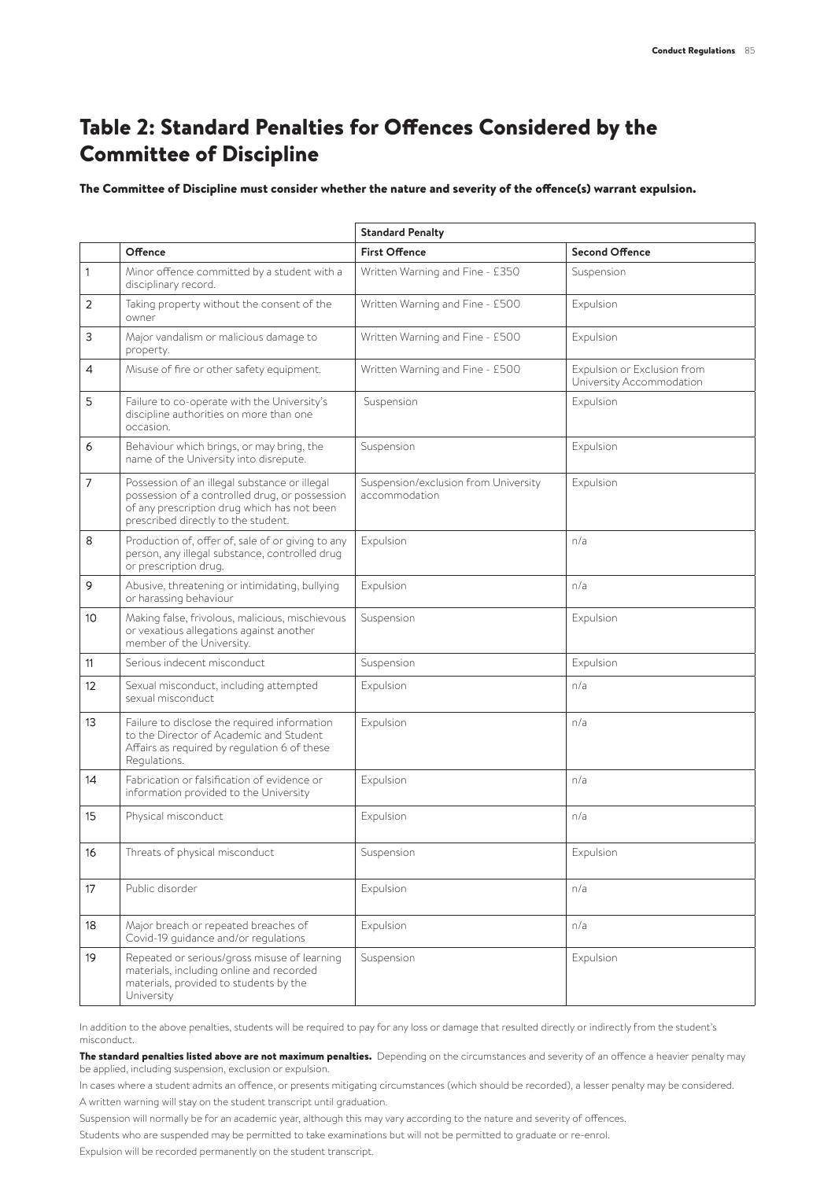# Table 2: Standard Penalties for Offences Considered by the Committee of Discipline

**The Committee of Discipline must consider whether the nature and severity of the offence(s) warrant expulsion.**

| | | Standard Penalty | |
|---|---|---|---|
| | **Offence** | **First Offence** | **Second Offence** |
| 1 | Minor offence committed by a student with a disciplinary record. | Written Warning and Fine - £350 | Suspension |
| 2 | Taking property without the consent of the owner | Written Warning and Fine - £500 | Expulsion |
| 3 | Major vandalism or malicious damage to property. | Written Warning and Fine - £500 | Expulsion |
| 4 | Misuse of fire or other safety equipment. | Written Warning and Fine - £500 | Expulsion or Exclusion from University Accommodation |
| 5 | Failure to co-operate with the University's discipline authorities on more than one occasion. | Suspension | Expulsion |
| 6 | Behaviour which brings, or may bring, the name of the University into disrepute. | Suspension | Expulsion |
| 7 | Possession of an illegal substance or illegal possession of a controlled drug, or possession of any prescription drug which has not been prescribed directly to the student. | Suspension/exclusion from University accommodation | Expulsion |
| 8 | Production of, offer of, sale of or giving to any person, any illegal substance, controlled drug or prescription drug. | Expulsion | n/a |
| 9 | Abusive, threatening or intimidating, bullying or harassing behaviour | Expulsion | n/a |
| 10 | Making false, frivolous, malicious, mischievous or vexatious allegations against another member of the University. | Suspension | Expulsion |
| 11 | Serious indecent misconduct | Suspension | Expulsion |
| 12 | Sexual misconduct, including attempted sexual misconduct | Expulsion | n/a |
| 13 | Failure to disclose the required information to the Director of Academic and Student Affairs as required by regulation 6 of these Regulations. | Expulsion | n/a |
| 14 | Fabrication or falsification of evidence or information provided to the University | Expulsion | n/a |
| 15 | Physical misconduct | Expulsion | n/a |
| 16 | Threats of physical misconduct | Suspension | Expulsion |
| 17 | Public disorder | Expulsion | n/a |
| 18 | Major breach or repeated breaches of Covid-19 guidance and/or regulations | Expulsion | n/a |
| 19 | Repeated or serious/gross misuse of learning materials, including online and recorded materials, provided to students by the University | Suspension | Expulsion |

In addition to the above penalties, students will be required to pay for any loss or damage that resulted directly or indirectly from the student's misconduct.

**The standard penalties listed above are not maximum penalties.** Depending on the circumstances and severity of an offence a heavier penalty may be applied, including suspension, exclusion or expulsion.

In cases where a student admits an offence, or presents mitigating circumstances (which should be recorded), a lesser penalty may be considered.

A written warning will stay on the student transcript until graduation.

Suspension will normally be for an academic year, although this may vary according to the nature and severity of offences.

Students who are suspended may be permitted to take examinations but will not be permitted to graduate or re-enrol.

Expulsion will be recorded permanently on the student transcript.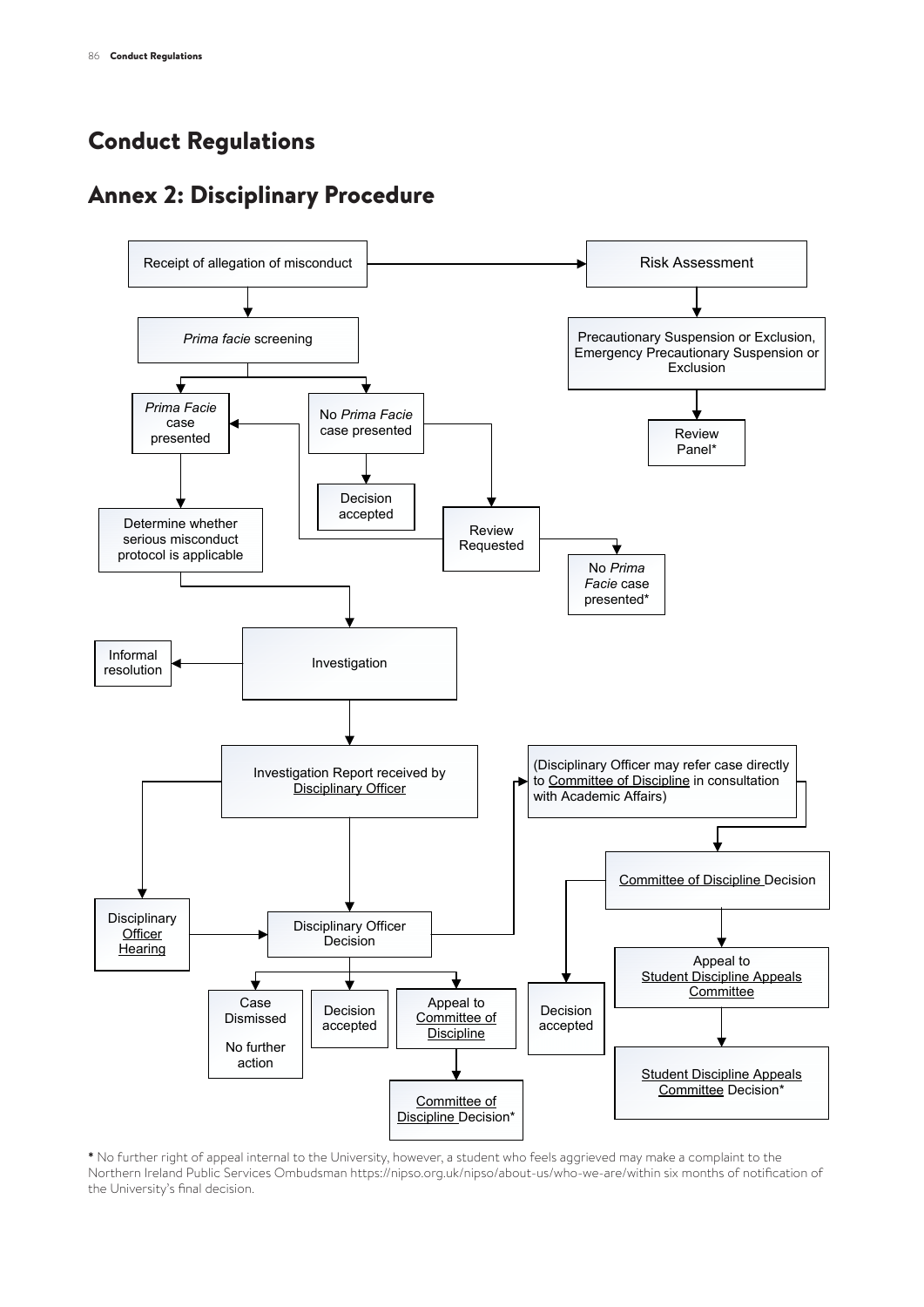# Conduct Regulations

## Annex 2: Disciplinary Procedure

Receipt of allegation of misconduct

Risk Assessment

*Prima facie* screening

Precautionary Suspension or Exclusion, Emergency Precautionary Suspension or Exclusion

*Prima Facie* case presented

No *Prima Facie* case presented

Review Panel*

Decision accepted

Determine whether serious misconduct protocol is applicable

Review Requested

No *Prima Facie* case presented*

Informal resolution

Investigation

Investigation Report received by Disciplinary Officer

(Disciplinary Officer may refer case directly to Committee of Discipline in consultation with Academic Affairs)

Committee of Discipline Decision

Disciplinary Officer Hearing

Disciplinary Officer Decision

Appeal to Student Discipline Appeals Committee

Case Dismissed

No further action

Decision accepted

Appeal to Committee of Discipline

Decision accepted

Student Discipline Appeals Committee Decision*

Committee of Discipline Decision*

**\*** No further right of appeal internal to the University, however, a student who feels aggrieved may make a complaint to the Northern Ireland Public Services Ombudsman https://nipso.org.uk/nipso/about-us/who-we-are/within six months of notification of the University's final decision.